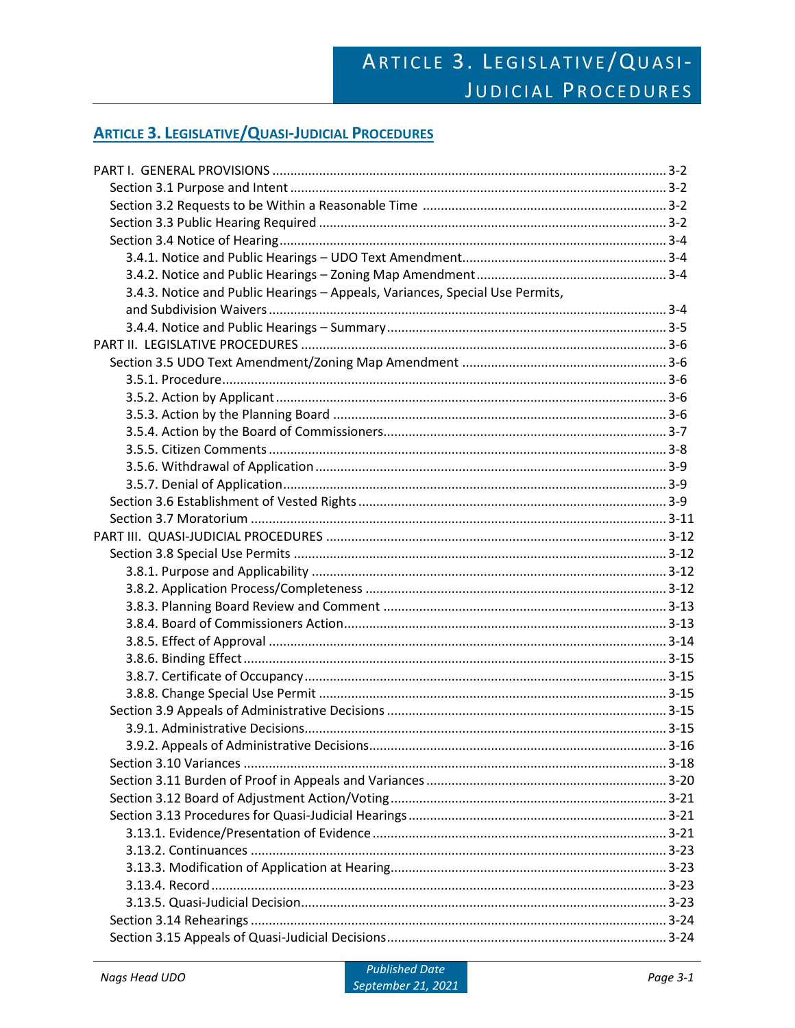# Article 3. Legislative/Quasi-Judicial Procedures

| | |
|---|---|
| PART I. GENERAL PROVISIONS | 3-2 |
| Section 3.1 Purpose and Intent | 3-2 |
| Section 3.2 Requests to be Within a Reasonable Time | 3-2 |
| Section 3.3 Public Hearing Required | 3-2 |
| Section 3.4 Notice of Hearing | 3-4 |
| 3.4.1. Notice and Public Hearings – UDO Text Amendment | 3-4 |
| 3.4.2. Notice and Public Hearings – Zoning Map Amendment | 3-4 |
| 3.4.3. Notice and Public Hearings – Appeals, Variances, Special Use Permits, and Subdivision Waivers | 3-4 |
| 3.4.4. Notice and Public Hearings – Summary | 3-5 |
| PART II. LEGISLATIVE PROCEDURES | 3-6 |
| Section 3.5 UDO Text Amendment/Zoning Map Amendment | 3-6 |
| 3.5.1. Procedure | 3-6 |
| 3.5.2. Action by Applicant | 3-6 |
| 3.5.3. Action by the Planning Board | 3-6 |
| 3.5.4. Action by the Board of Commissioners | 3-7 |
| 3.5.5. Citizen Comments | 3-8 |
| 3.5.6. Withdrawal of Application | 3-9 |
| 3.5.7. Denial of Application | 3-9 |
| Section 3.6 Establishment of Vested Rights | 3-9 |
| Section 3.7 Moratorium | 3-11 |
| PART III. QUASI-JUDICIAL PROCEDURES | 3-12 |
| Section 3.8 Special Use Permits | 3-12 |
| 3.8.1. Purpose and Applicability | 3-12 |
| 3.8.2. Application Process/Completeness | 3-12 |
| 3.8.3. Planning Board Review and Comment | 3-13 |
| 3.8.4. Board of Commissioners Action | 3-13 |
| 3.8.5. Effect of Approval | 3-14 |
| 3.8.6. Binding Effect | 3-15 |
| 3.8.7. Certificate of Occupancy | 3-15 |
| 3.8.8. Change Special Use Permit | 3-15 |
| Section 3.9 Appeals of Administrative Decisions | 3-15 |
| 3.9.1. Administrative Decisions | 3-15 |
| 3.9.2. Appeals of Administrative Decisions | 3-16 |
| Section 3.10 Variances | 3-18 |
| Section 3.11 Burden of Proof in Appeals and Variances | 3-20 |
| Section 3.12 Board of Adjustment Action/Voting | 3-21 |
| Section 3.13 Procedures for Quasi-Judicial Hearings | 3-21 |
| 3.13.1. Evidence/Presentation of Evidence | 3-21 |
| 3.13.2. Continuances | 3-23 |
| 3.13.3. Modification of Application at Hearing | 3-23 |
| 3.13.4. Record | 3-23 |
| 3.13.5. Quasi-Judicial Decision | 3-23 |
| Section 3.14 Rehearings | 3-24 |
| Section 3.15 Appeals of Quasi-Judicial Decisions | 3-24 |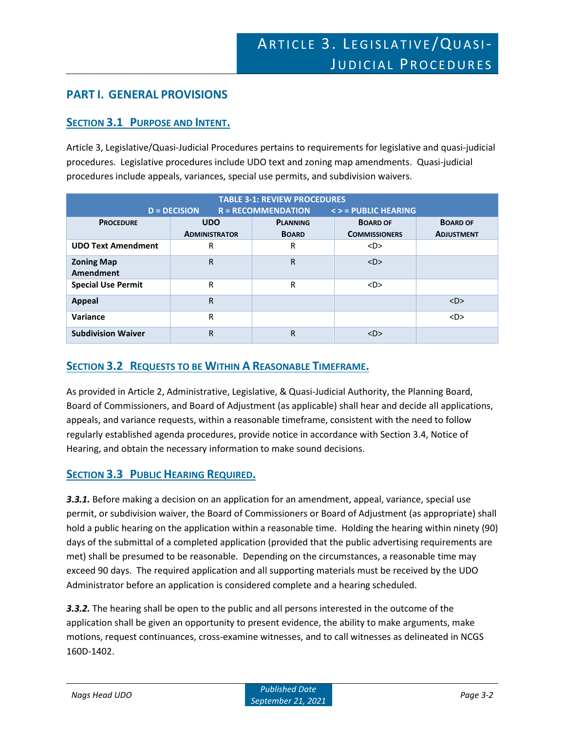# Article 3. Legislative/Quasi-Judicial Procedures

## PART I. GENERAL PROVISIONS

### Section 3.1 Purpose and Intent.

Article 3, Legislative/Quasi-Judicial Procedures pertains to requirements for legislative and quasi-judicial procedures. Legislative procedures include UDO text and zoning map amendments. Quasi-judicial procedures include appeals, variances, special use permits, and subdivision waivers.

**TABLE 3-1: REVIEW PROCEDURES**
**D = DECISION R = RECOMMENDATION < > = PUBLIC HEARING**

| Procedure | UDO Administrator | Planning Board | Board of Commissioners | Board of Adjustment |
|---|---|---|---|---|
| **UDO Text Amendment** | R | R | <D> | |
| **Zoning Map Amendment** | R | R | <D> | |
| **Special Use Permit** | R | R | <D> | |
| **Appeal** | R | | | <D> |
| **Variance** | R | | | <D> |
| **Subdivision Waiver** | R | R | <D> | |

### Section 3.2 Requests to be Within A Reasonable Timeframe.

As provided in Article 2, Administrative, Legislative, & Quasi-Judicial Authority, the Planning Board, Board of Commissioners, and Board of Adjustment (as applicable) shall hear and decide all applications, appeals, and variance requests, within a reasonable timeframe, consistent with the need to follow regularly established agenda procedures, provide notice in accordance with Section 3.4, Notice of Hearing, and obtain the necessary information to make sound decisions.

### Section 3.3 Public Hearing Required.

***3.3.1.*** Before making a decision on an application for an amendment, appeal, variance, special use permit, or subdivision waiver, the Board of Commissioners or Board of Adjustment (as appropriate) shall hold a public hearing on the application within a reasonable time. Holding the hearing within ninety (90) days of the submittal of a completed application (provided that the public advertising requirements are met) shall be presumed to be reasonable. Depending on the circumstances, a reasonable time may exceed 90 days. The required application and all supporting materials must be received by the UDO Administrator before an application is considered complete and a hearing scheduled.

***3.3.2.*** The hearing shall be open to the public and all persons interested in the outcome of the application shall be given an opportunity to present evidence, the ability to make arguments, make motions, request continuances, cross-examine witnesses, and to call witnesses as delineated in NCGS 160D-1402.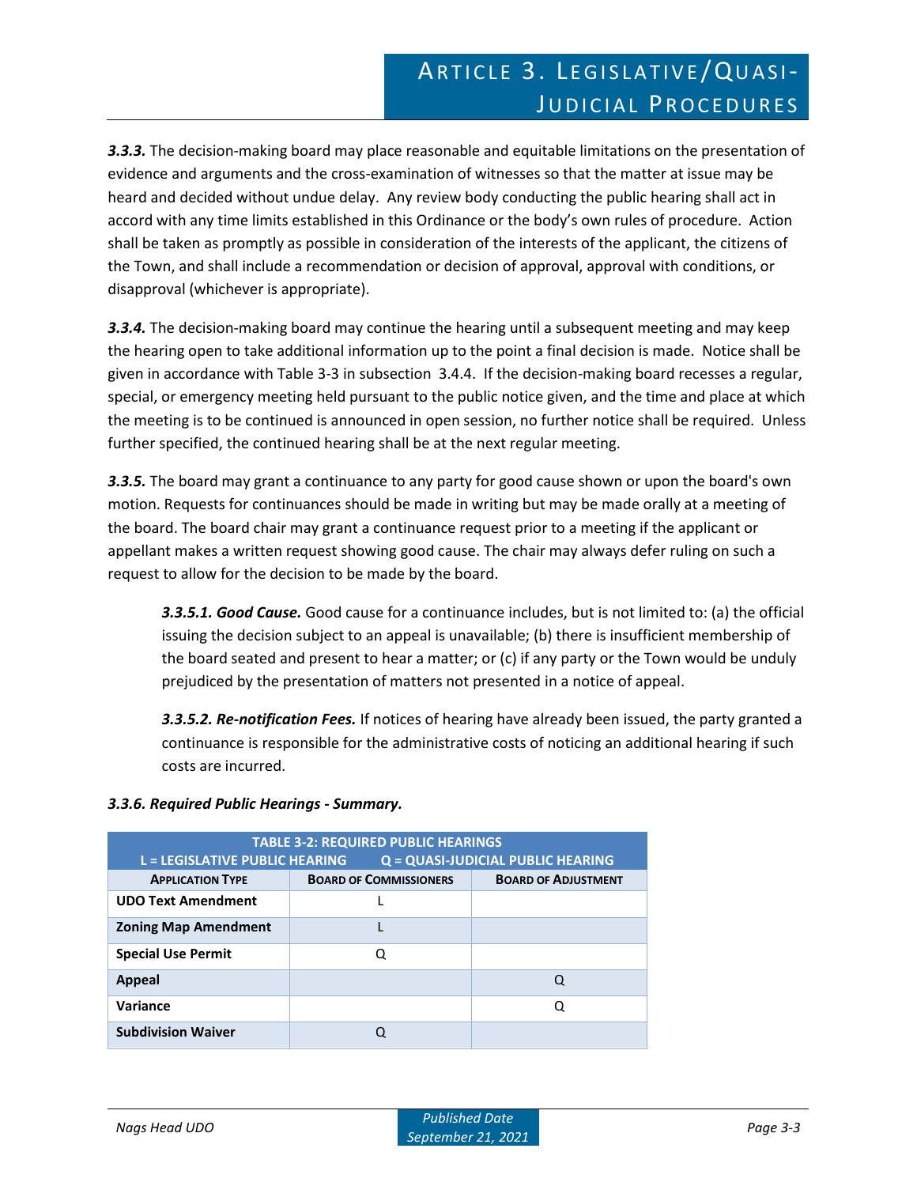***3.3.3.*** The decision-making board may place reasonable and equitable limitations on the presentation of evidence and arguments and the cross-examination of witnesses so that the matter at issue may be heard and decided without undue delay. Any review body conducting the public hearing shall act in accord with any time limits established in this Ordinance or the body's own rules of procedure. Action shall be taken as promptly as possible in consideration of the interests of the applicant, the citizens of the Town, and shall include a recommendation or decision of approval, approval with conditions, or disapproval (whichever is appropriate).

***3.3.4.*** The decision-making board may continue the hearing until a subsequent meeting and may keep the hearing open to take additional information up to the point a final decision is made. Notice shall be given in accordance with Table 3-3 in subsection 3.4.4. If the decision-making board recesses a regular, special, or emergency meeting held pursuant to the public notice given, and the time and place at which the meeting is to be continued is announced in open session, no further notice shall be required. Unless further specified, the continued hearing shall be at the next regular meeting.

***3.3.5.*** The board may grant a continuance to any party for good cause shown or upon the board's own motion. Requests for continuances should be made in writing but may be made orally at a meeting of the board. The board chair may grant a continuance request prior to a meeting if the applicant or appellant makes a written request showing good cause. The chair may always defer ruling on such a request to allow for the decision to be made by the board.

> ***3.3.5.1. Good Cause.*** Good cause for a continuance includes, but is not limited to: (a) the official issuing the decision subject to an appeal is unavailable; (b) there is insufficient membership of the board seated and present to hear a matter; or (c) if any party or the Town would be unduly prejudiced by the presentation of matters not presented in a notice of appeal.
>
> ***3.3.5.2. Re-notification Fees.*** If notices of hearing have already been issued, the party granted a continuance is responsible for the administrative costs of noticing an additional hearing if such costs are incurred.

***3.3.6. Required Public Hearings - Summary.***

| TABLE 3-2: REQUIRED PUBLIC HEARINGS L = LEGISLATIVE PUBLIC HEARING Q = QUASI-JUDICIAL PUBLIC HEARING | | |
|---|---|---|
| **APPLICATION TYPE** | **BOARD OF COMMISSIONERS** | **BOARD OF ADJUSTMENT** |
| **UDO Text Amendment** | L | |
| **Zoning Map Amendment** | L | |
| **Special Use Permit** | Q | |
| **Appeal** | | Q |
| **Variance** | | Q |
| **Subdivision Waiver** | Q | |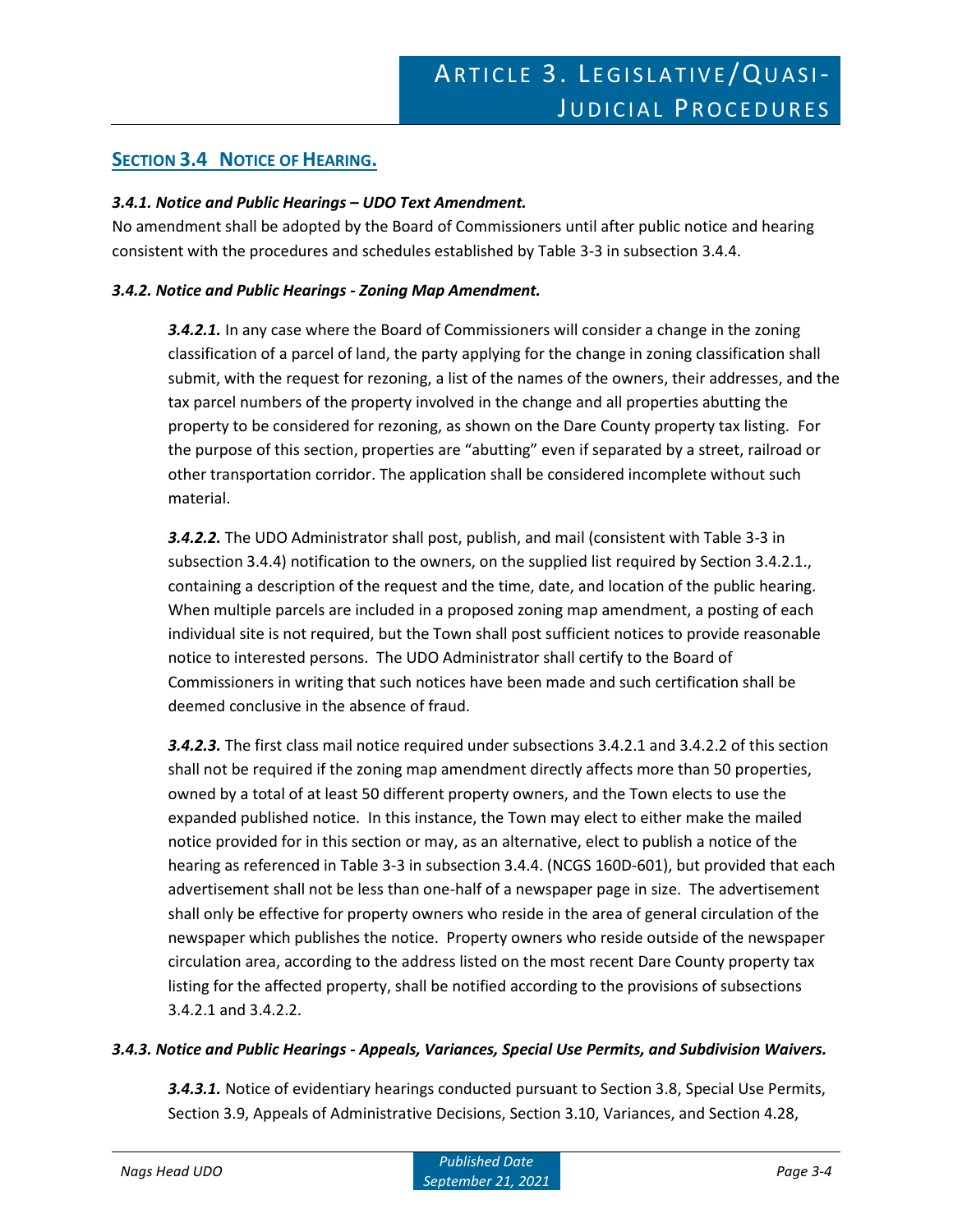## SECTION 3.4 NOTICE OF HEARING.

***3.4.1. Notice and Public Hearings – UDO Text Amendment.***

No amendment shall be adopted by the Board of Commissioners until after public notice and hearing consistent with the procedures and schedules established by Table 3-3 in subsection 3.4.4.

***3.4.2. Notice and Public Hearings - Zoning Map Amendment.***

***3.4.2.1.*** In any case where the Board of Commissioners will consider a change in the zoning classification of a parcel of land, the party applying for the change in zoning classification shall submit, with the request for rezoning, a list of the names of the owners, their addresses, and the tax parcel numbers of the property involved in the change and all properties abutting the property to be considered for rezoning, as shown on the Dare County property tax listing. For the purpose of this section, properties are "abutting" even if separated by a street, railroad or other transportation corridor. The application shall be considered incomplete without such material.

***3.4.2.2.*** The UDO Administrator shall post, publish, and mail (consistent with Table 3-3 in subsection 3.4.4) notification to the owners, on the supplied list required by Section 3.4.2.1., containing a description of the request and the time, date, and location of the public hearing. When multiple parcels are included in a proposed zoning map amendment, a posting of each individual site is not required, but the Town shall post sufficient notices to provide reasonable notice to interested persons. The UDO Administrator shall certify to the Board of Commissioners in writing that such notices have been made and such certification shall be deemed conclusive in the absence of fraud.

***3.4.2.3.*** The first class mail notice required under subsections 3.4.2.1 and 3.4.2.2 of this section shall not be required if the zoning map amendment directly affects more than 50 properties, owned by a total of at least 50 different property owners, and the Town elects to use the expanded published notice. In this instance, the Town may elect to either make the mailed notice provided for in this section or may, as an alternative, elect to publish a notice of the hearing as referenced in Table 3-3 in subsection 3.4.4. (NCGS 160D-601), but provided that each advertisement shall not be less than one-half of a newspaper page in size. The advertisement shall only be effective for property owners who reside in the area of general circulation of the newspaper which publishes the notice. Property owners who reside outside of the newspaper circulation area, according to the address listed on the most recent Dare County property tax listing for the affected property, shall be notified according to the provisions of subsections 3.4.2.1 and 3.4.2.2.

***3.4.3. Notice and Public Hearings - Appeals, Variances, Special Use Permits, and Subdivision Waivers.***

***3.4.3.1.*** Notice of evidentiary hearings conducted pursuant to Section 3.8, Special Use Permits, Section 3.9, Appeals of Administrative Decisions, Section 3.10, Variances, and Section 4.28,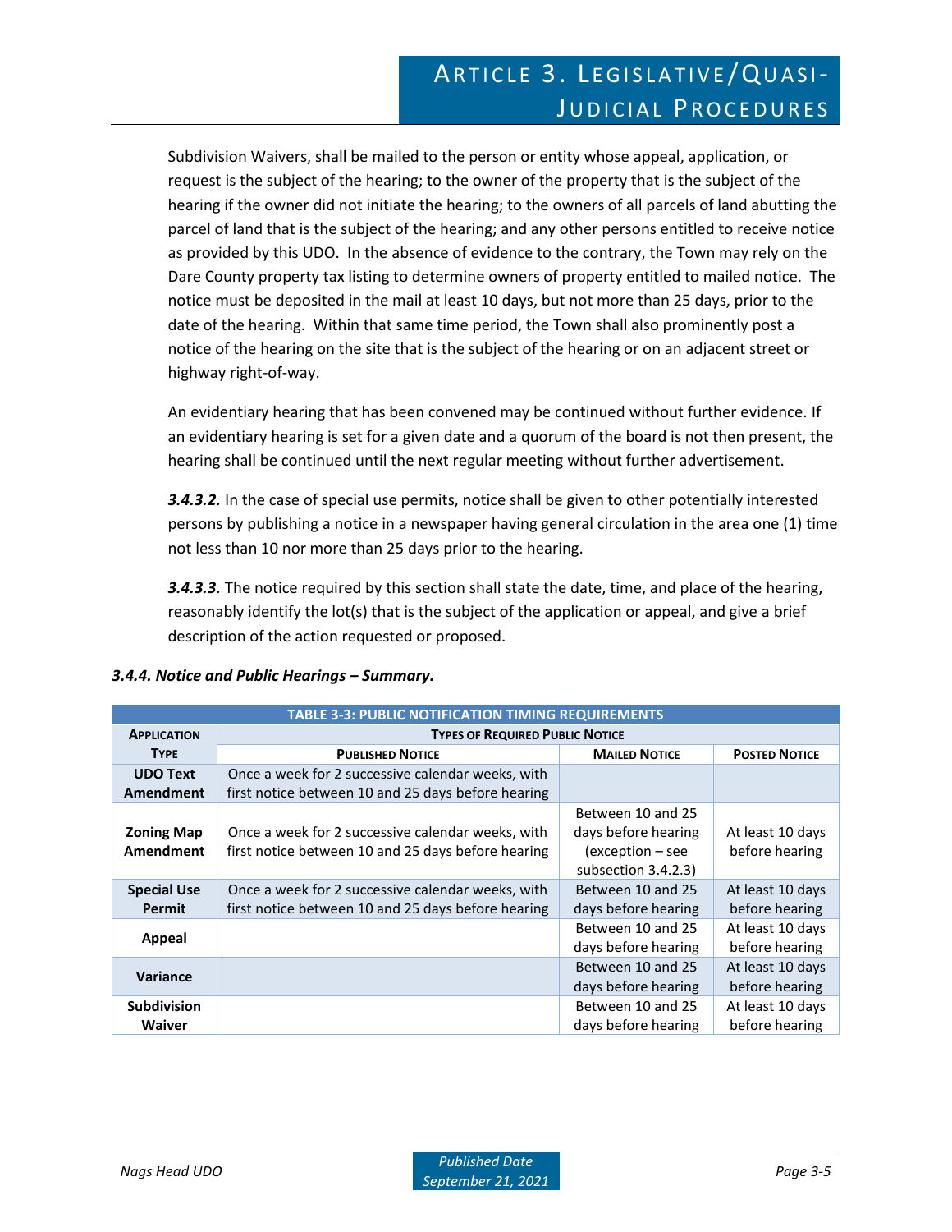Subdivision Waivers, shall be mailed to the person or entity whose appeal, application, or request is the subject of the hearing; to the owner of the property that is the subject of the hearing if the owner did not initiate the hearing; to the owners of all parcels of land abutting the parcel of land that is the subject of the hearing; and any other persons entitled to receive notice as provided by this UDO. In the absence of evidence to the contrary, the Town may rely on the Dare County property tax listing to determine owners of property entitled to mailed notice. The notice must be deposited in the mail at least 10 days, but not more than 25 days, prior to the date of the hearing. Within that same time period, the Town shall also prominently post a notice of the hearing on the site that is the subject of the hearing or on an adjacent street or highway right-of-way.

An evidentiary hearing that has been convened may be continued without further evidence. If an evidentiary hearing is set for a given date and a quorum of the board is not then present, the hearing shall be continued until the next regular meeting without further advertisement.

***3.4.3.2.*** In the case of special use permits, notice shall be given to other potentially interested persons by publishing a notice in a newspaper having general circulation in the area one (1) time not less than 10 nor more than 25 days prior to the hearing.

***3.4.3.3.*** The notice required by this section shall state the date, time, and place of the hearing, reasonably identify the lot(s) that is the subject of the application or appeal, and give a brief description of the action requested or proposed.

### *3.4.4. Notice and Public Hearings – Summary.*

**TABLE 3-3: PUBLIC NOTIFICATION TIMING REQUIREMENTS**

| Application Type | Types of Required Public Notice | | |
|---|---|---|---|
| | **Published Notice** | **Mailed Notice** | **Posted Notice** |
| **UDO Text Amendment** | Once a week for 2 successive calendar weeks, with first notice between 10 and 25 days before hearing | | |
| **Zoning Map Amendment** | Once a week for 2 successive calendar weeks, with first notice between 10 and 25 days before hearing | Between 10 and 25 days before hearing (exception – see subsection 3.4.2.3) | At least 10 days before hearing |
| **Special Use Permit** | Once a week for 2 successive calendar weeks, with first notice between 10 and 25 days before hearing | Between 10 and 25 days before hearing | At least 10 days before hearing |
| **Appeal** | | Between 10 and 25 days before hearing | At least 10 days before hearing |
| **Variance** | | Between 10 and 25 days before hearing | At least 10 days before hearing |
| **Subdivision Waiver** | | Between 10 and 25 days before hearing | At least 10 days before hearing |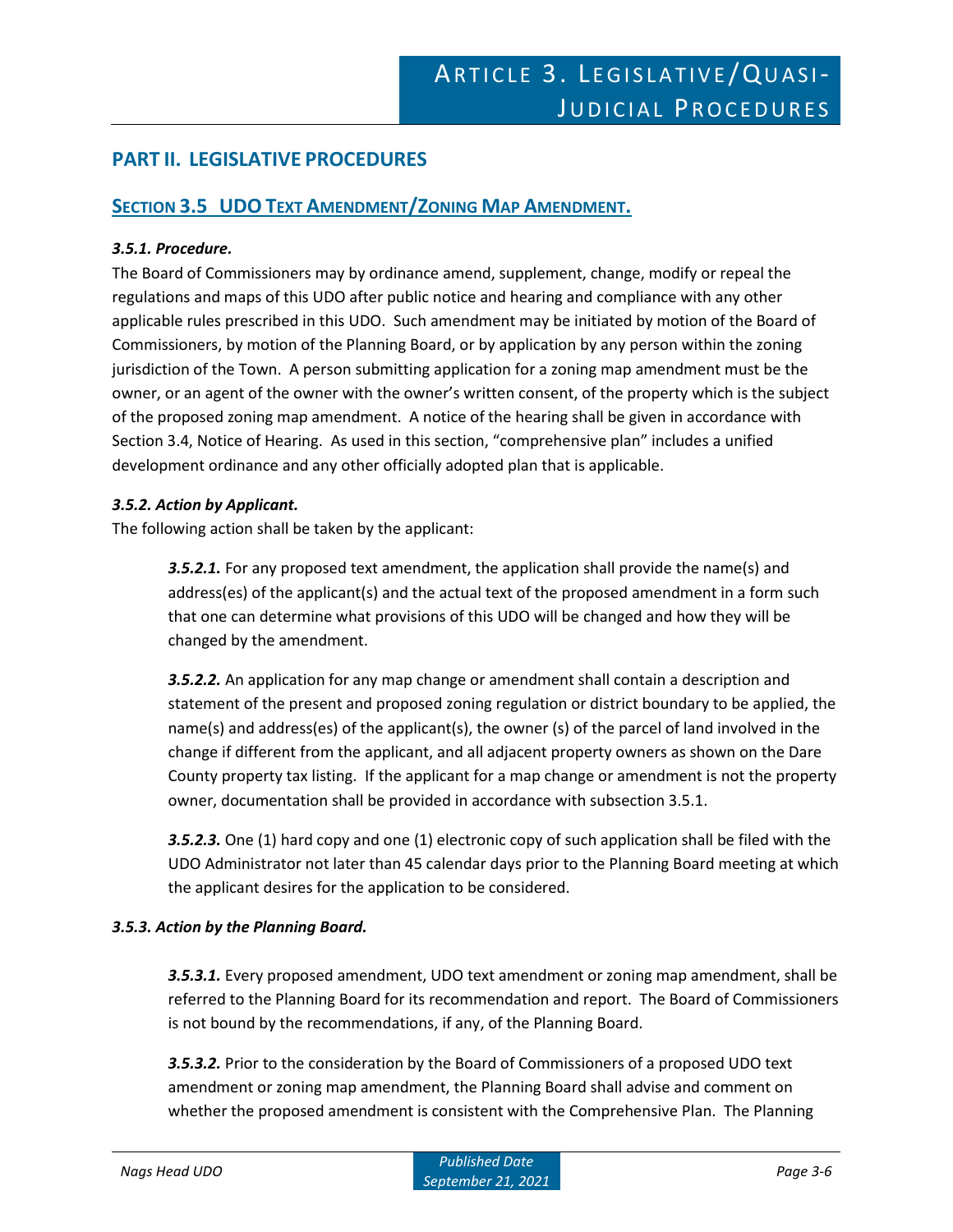## PART II. LEGISLATIVE PROCEDURES

### SECTION 3.5 UDO TEXT AMENDMENT/ZONING MAP AMENDMENT.

***3.5.1. Procedure.***

The Board of Commissioners may by ordinance amend, supplement, change, modify or repeal the regulations and maps of this UDO after public notice and hearing and compliance with any other applicable rules prescribed in this UDO. Such amendment may be initiated by motion of the Board of Commissioners, by motion of the Planning Board, or by application by any person within the zoning jurisdiction of the Town. A person submitting application for a zoning map amendment must be the owner, or an agent of the owner with the owner's written consent, of the property which is the subject of the proposed zoning map amendment. A notice of the hearing shall be given in accordance with Section 3.4, Notice of Hearing. As used in this section, "comprehensive plan" includes a unified development ordinance and any other officially adopted plan that is applicable.

***3.5.2. Action by Applicant.***

The following action shall be taken by the applicant:

***3.5.2.1.*** For any proposed text amendment, the application shall provide the name(s) and address(es) of the applicant(s) and the actual text of the proposed amendment in a form such that one can determine what provisions of this UDO will be changed and how they will be changed by the amendment.

***3.5.2.2.*** An application for any map change or amendment shall contain a description and statement of the present and proposed zoning regulation or district boundary to be applied, the name(s) and address(es) of the applicant(s), the owner (s) of the parcel of land involved in the change if different from the applicant, and all adjacent property owners as shown on the Dare County property tax listing. If the applicant for a map change or amendment is not the property owner, documentation shall be provided in accordance with subsection 3.5.1.

***3.5.2.3.*** One (1) hard copy and one (1) electronic copy of such application shall be filed with the UDO Administrator not later than 45 calendar days prior to the Planning Board meeting at which the applicant desires for the application to be considered.

***3.5.3. Action by the Planning Board.***

***3.5.3.1.*** Every proposed amendment, UDO text amendment or zoning map amendment, shall be referred to the Planning Board for its recommendation and report. The Board of Commissioners is not bound by the recommendations, if any, of the Planning Board.

***3.5.3.2.*** Prior to the consideration by the Board of Commissioners of a proposed UDO text amendment or zoning map amendment, the Planning Board shall advise and comment on whether the proposed amendment is consistent with the Comprehensive Plan. The Planning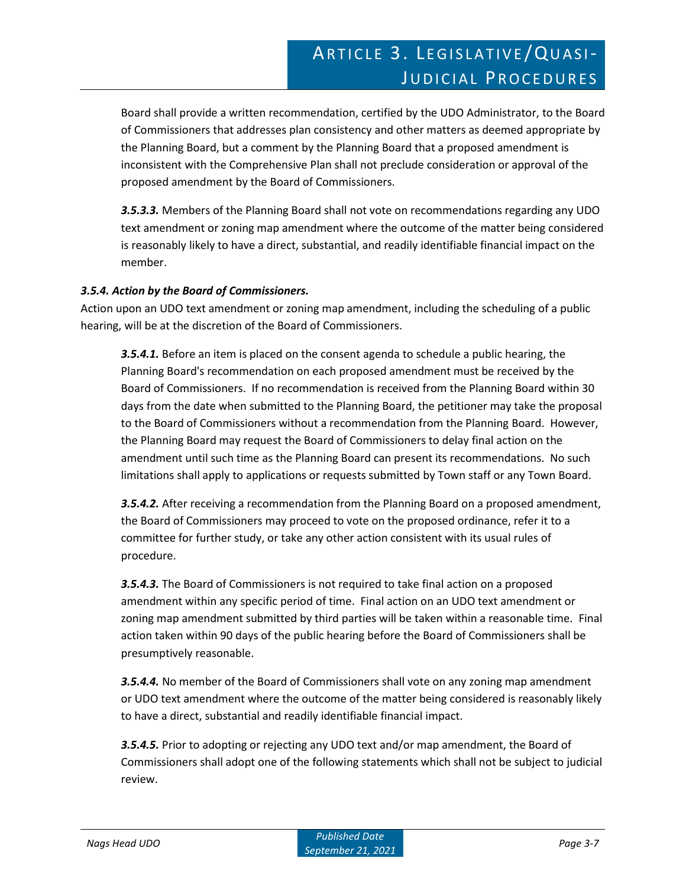Board shall provide a written recommendation, certified by the UDO Administrator, to the Board of Commissioners that addresses plan consistency and other matters as deemed appropriate by the Planning Board, but a comment by the Planning Board that a proposed amendment is inconsistent with the Comprehensive Plan shall not preclude consideration or approval of the proposed amendment by the Board of Commissioners.

***3.5.3.3.*** Members of the Planning Board shall not vote on recommendations regarding any UDO text amendment or zoning map amendment where the outcome of the matter being considered is reasonably likely to have a direct, substantial, and readily identifiable financial impact on the member.

### *3.5.4. Action by the Board of Commissioners.*

Action upon an UDO text amendment or zoning map amendment, including the scheduling of a public hearing, will be at the discretion of the Board of Commissioners.

***3.5.4.1.*** Before an item is placed on the consent agenda to schedule a public hearing, the Planning Board's recommendation on each proposed amendment must be received by the Board of Commissioners. If no recommendation is received from the Planning Board within 30 days from the date when submitted to the Planning Board, the petitioner may take the proposal to the Board of Commissioners without a recommendation from the Planning Board. However, the Planning Board may request the Board of Commissioners to delay final action on the amendment until such time as the Planning Board can present its recommendations. No such limitations shall apply to applications or requests submitted by Town staff or any Town Board.

***3.5.4.2.*** After receiving a recommendation from the Planning Board on a proposed amendment, the Board of Commissioners may proceed to vote on the proposed ordinance, refer it to a committee for further study, or take any other action consistent with its usual rules of procedure.

***3.5.4.3.*** The Board of Commissioners is not required to take final action on a proposed amendment within any specific period of time. Final action on an UDO text amendment or zoning map amendment submitted by third parties will be taken within a reasonable time. Final action taken within 90 days of the public hearing before the Board of Commissioners shall be presumptively reasonable.

***3.5.4.4.*** No member of the Board of Commissioners shall vote on any zoning map amendment or UDO text amendment where the outcome of the matter being considered is reasonably likely to have a direct, substantial and readily identifiable financial impact.

***3.5.4.5.*** Prior to adopting or rejecting any UDO text and/or map amendment, the Board of Commissioners shall adopt one of the following statements which shall not be subject to judicial review.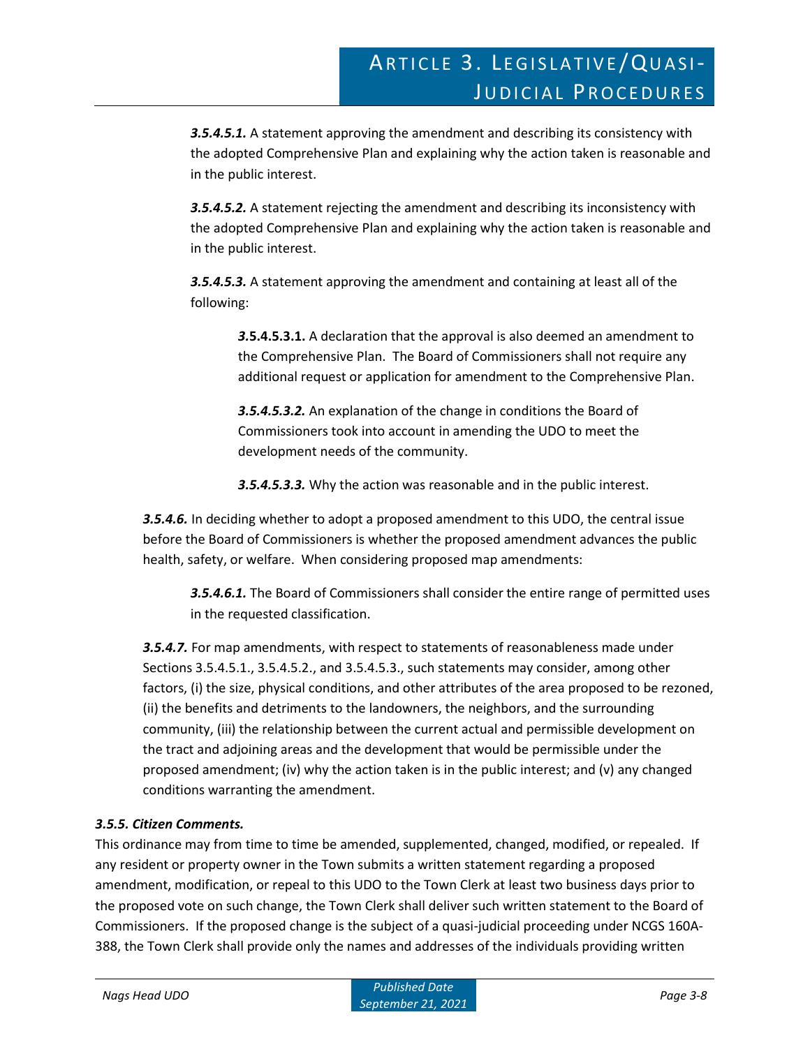***3.5.4.5.1.*** A statement approving the amendment and describing its consistency with the adopted Comprehensive Plan and explaining why the action taken is reasonable and in the public interest.

***3.5.4.5.2.*** A statement rejecting the amendment and describing its inconsistency with the adopted Comprehensive Plan and explaining why the action taken is reasonable and in the public interest.

***3.5.4.5.3.*** A statement approving the amendment and containing at least all of the following:

***3.5.4.5.3.1.*** A declaration that the approval is also deemed an amendment to the Comprehensive Plan. The Board of Commissioners shall not require any additional request or application for amendment to the Comprehensive Plan.

***3.5.4.5.3.2.*** An explanation of the change in conditions the Board of Commissioners took into account in amending the UDO to meet the development needs of the community.

***3.5.4.5.3.3.*** Why the action was reasonable and in the public interest.

***3.5.4.6.*** In deciding whether to adopt a proposed amendment to this UDO, the central issue before the Board of Commissioners is whether the proposed amendment advances the public health, safety, or welfare. When considering proposed map amendments:

***3.5.4.6.1.*** The Board of Commissioners shall consider the entire range of permitted uses in the requested classification.

***3.5.4.7.*** For map amendments, with respect to statements of reasonableness made under Sections 3.5.4.5.1., 3.5.4.5.2., and 3.5.4.5.3., such statements may consider, among other factors, (i) the size, physical conditions, and other attributes of the area proposed to be rezoned, (ii) the benefits and detriments to the landowners, the neighbors, and the surrounding community, (iii) the relationship between the current actual and permissible development on the tract and adjoining areas and the development that would be permissible under the proposed amendment; (iv) why the action taken is in the public interest; and (v) any changed conditions warranting the amendment.

***3.5.5. Citizen Comments.***

This ordinance may from time to time be amended, supplemented, changed, modified, or repealed. If any resident or property owner in the Town submits a written statement regarding a proposed amendment, modification, or repeal to this UDO to the Town Clerk at least two business days prior to the proposed vote on such change, the Town Clerk shall deliver such written statement to the Board of Commissioners. If the proposed change is the subject of a quasi-judicial proceeding under NCGS 160A-388, the Town Clerk shall provide only the names and addresses of the individuals providing written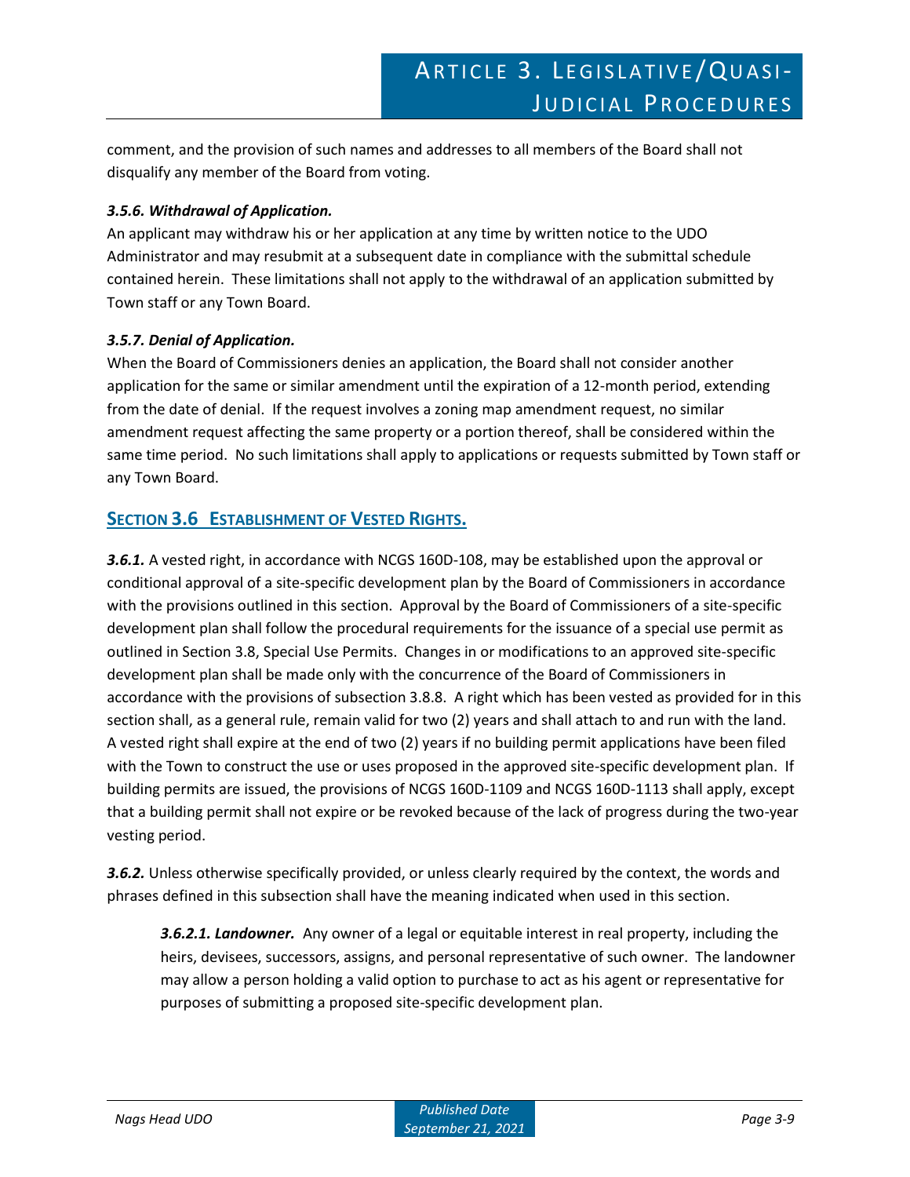comment, and the provision of such names and addresses to all members of the Board shall not disqualify any member of the Board from voting.

#### *3.5.6. Withdrawal of Application.*

An applicant may withdraw his or her application at any time by written notice to the UDO Administrator and may resubmit at a subsequent date in compliance with the submittal schedule contained herein. These limitations shall not apply to the withdrawal of an application submitted by Town staff or any Town Board.

#### *3.5.7. Denial of Application.*

When the Board of Commissioners denies an application, the Board shall not consider another application for the same or similar amendment until the expiration of a 12-month period, extending from the date of denial. If the request involves a zoning map amendment request, no similar amendment request affecting the same property or a portion thereof, shall be considered within the same time period. No such limitations shall apply to applications or requests submitted by Town staff or any Town Board.

## SECTION 3.6 ESTABLISHMENT OF VESTED RIGHTS.

***3.6.1.*** A vested right, in accordance with NCGS 160D-108, may be established upon the approval or conditional approval of a site-specific development plan by the Board of Commissioners in accordance with the provisions outlined in this section. Approval by the Board of Commissioners of a site-specific development plan shall follow the procedural requirements for the issuance of a special use permit as outlined in Section 3.8, Special Use Permits. Changes in or modifications to an approved site-specific development plan shall be made only with the concurrence of the Board of Commissioners in accordance with the provisions of subsection 3.8.8. A right which has been vested as provided for in this section shall, as a general rule, remain valid for two (2) years and shall attach to and run with the land. A vested right shall expire at the end of two (2) years if no building permit applications have been filed with the Town to construct the use or uses proposed in the approved site-specific development plan. If building permits are issued, the provisions of NCGS 160D-1109 and NCGS 160D-1113 shall apply, except that a building permit shall not expire or be revoked because of the lack of progress during the two-year vesting period.

***3.6.2.*** Unless otherwise specifically provided, or unless clearly required by the context, the words and phrases defined in this subsection shall have the meaning indicated when used in this section.

> ***3.6.2.1. Landowner.*** Any owner of a legal or equitable interest in real property, including the heirs, devisees, successors, assigns, and personal representative of such owner. The landowner may allow a person holding a valid option to purchase to act as his agent or representative for purposes of submitting a proposed site-specific development plan.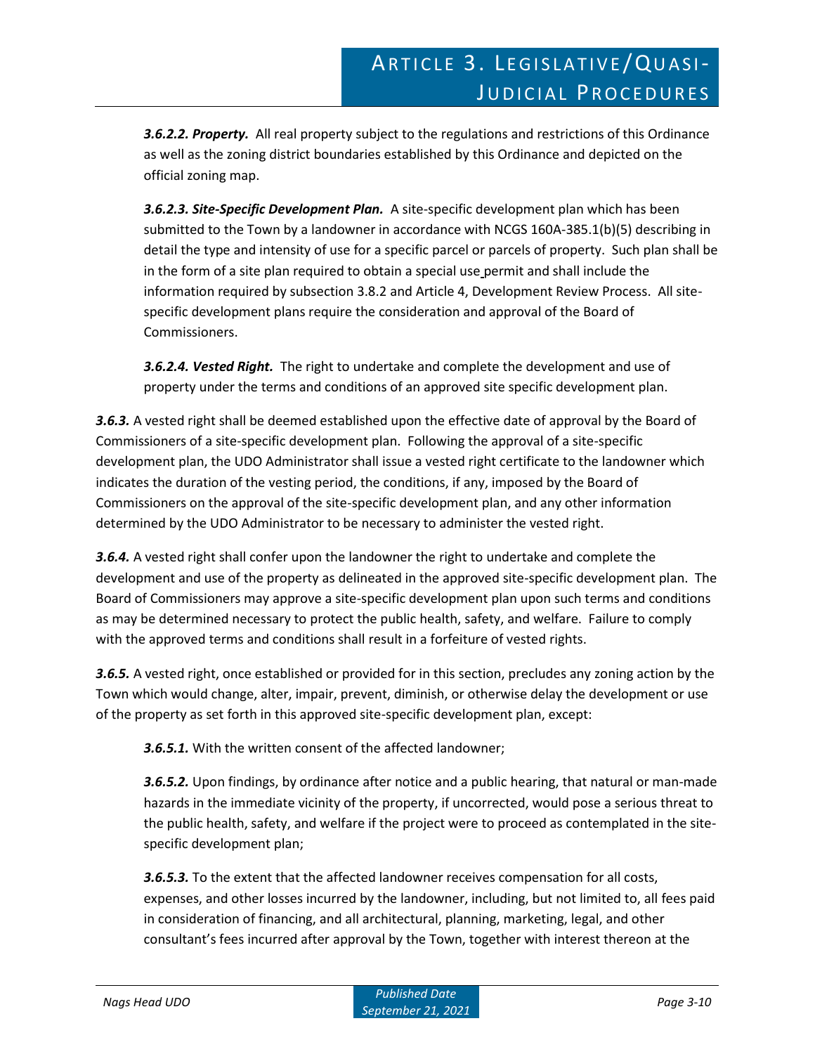***3.6.2.2. Property.*** All real property subject to the regulations and restrictions of this Ordinance as well as the zoning district boundaries established by this Ordinance and depicted on the official zoning map.

***3.6.2.3. Site-Specific Development Plan.*** A site-specific development plan which has been submitted to the Town by a landowner in accordance with NCGS 160A-385.1(b)(5) describing in detail the type and intensity of use for a specific parcel or parcels of property. Such plan shall be in the form of a site plan required to obtain a special use permit and shall include the information required by subsection 3.8.2 and Article 4, Development Review Process. All site-specific development plans require the consideration and approval of the Board of Commissioners.

***3.6.2.4. Vested Right.*** The right to undertake and complete the development and use of property under the terms and conditions of an approved site specific development plan.

***3.6.3.*** A vested right shall be deemed established upon the effective date of approval by the Board of Commissioners of a site-specific development plan. Following the approval of a site-specific development plan, the UDO Administrator shall issue a vested right certificate to the landowner which indicates the duration of the vesting period, the conditions, if any, imposed by the Board of Commissioners on the approval of the site-specific development plan, and any other information determined by the UDO Administrator to be necessary to administer the vested right.

***3.6.4.*** A vested right shall confer upon the landowner the right to undertake and complete the development and use of the property as delineated in the approved site-specific development plan. The Board of Commissioners may approve a site-specific development plan upon such terms and conditions as may be determined necessary to protect the public health, safety, and welfare. Failure to comply with the approved terms and conditions shall result in a forfeiture of vested rights.

***3.6.5.*** A vested right, once established or provided for in this section, precludes any zoning action by the Town which would change, alter, impair, prevent, diminish, or otherwise delay the development or use of the property as set forth in this approved site-specific development plan, except:

***3.6.5.1.*** With the written consent of the affected landowner;

***3.6.5.2.*** Upon findings, by ordinance after notice and a public hearing, that natural or man-made hazards in the immediate vicinity of the property, if uncorrected, would pose a serious threat to the public health, safety, and welfare if the project were to proceed as contemplated in the site-specific development plan;

***3.6.5.3.*** To the extent that the affected landowner receives compensation for all costs, expenses, and other losses incurred by the landowner, including, but not limited to, all fees paid in consideration of financing, and all architectural, planning, marketing, legal, and other consultant's fees incurred after approval by the Town, together with interest thereon at the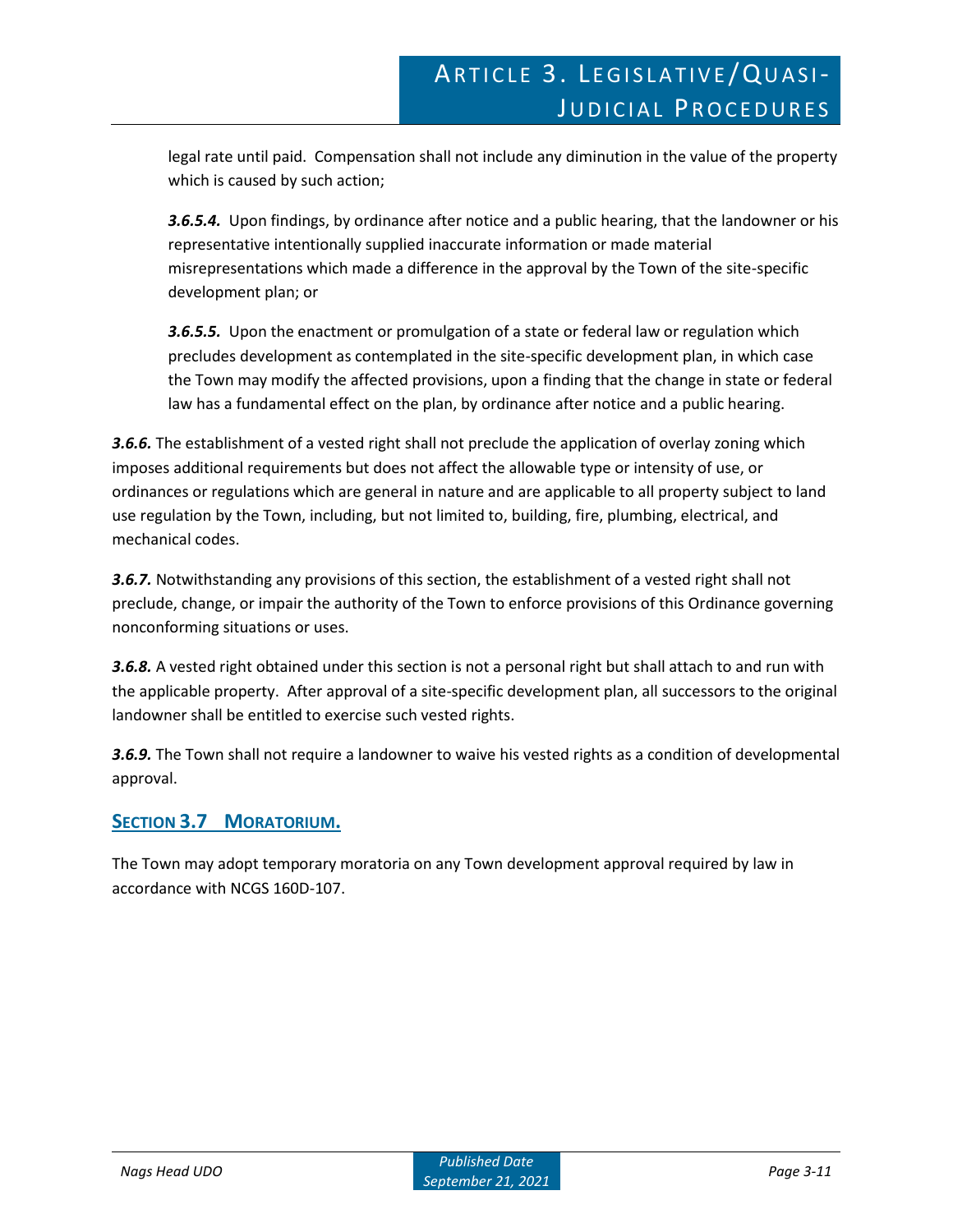legal rate until paid. Compensation shall not include any diminution in the value of the property which is caused by such action;

***3.6.5.4.*** Upon findings, by ordinance after notice and a public hearing, that the landowner or his representative intentionally supplied inaccurate information or made material misrepresentations which made a difference in the approval by the Town of the site-specific development plan; or

***3.6.5.5.*** Upon the enactment or promulgation of a state or federal law or regulation which precludes development as contemplated in the site-specific development plan, in which case the Town may modify the affected provisions, upon a finding that the change in state or federal law has a fundamental effect on the plan, by ordinance after notice and a public hearing.

***3.6.6.*** The establishment of a vested right shall not preclude the application of overlay zoning which imposes additional requirements but does not affect the allowable type or intensity of use, or ordinances or regulations which are general in nature and are applicable to all property subject to land use regulation by the Town, including, but not limited to, building, fire, plumbing, electrical, and mechanical codes.

***3.6.7.*** Notwithstanding any provisions of this section, the establishment of a vested right shall not preclude, change, or impair the authority of the Town to enforce provisions of this Ordinance governing nonconforming situations or uses.

***3.6.8.*** A vested right obtained under this section is not a personal right but shall attach to and run with the applicable property. After approval of a site-specific development plan, all successors to the original landowner shall be entitled to exercise such vested rights.

***3.6.9.*** The Town shall not require a landowner to waive his vested rights as a condition of developmental approval.

## SECTION 3.7 MORATORIUM.

The Town may adopt temporary moratoria on any Town development approval required by law in accordance with NCGS 160D-107.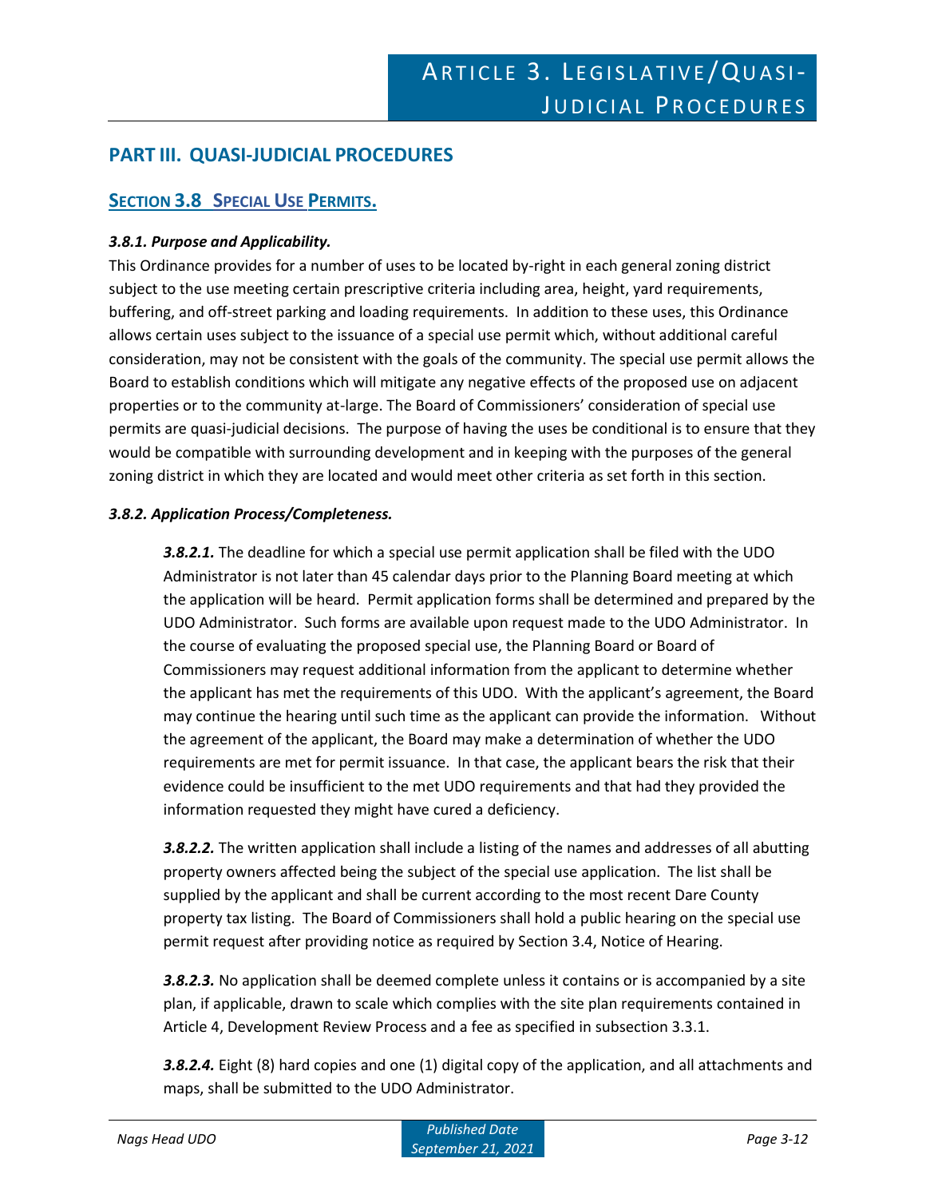## PART III. QUASI-JUDICIAL PROCEDURES

### SECTION 3.8 SPECIAL USE PERMITS.

***3.8.1. Purpose and Applicability.***

This Ordinance provides for a number of uses to be located by-right in each general zoning district subject to the use meeting certain prescriptive criteria including area, height, yard requirements, buffering, and off-street parking and loading requirements. In addition to these uses, this Ordinance allows certain uses subject to the issuance of a special use permit which, without additional careful consideration, may not be consistent with the goals of the community. The special use permit allows the Board to establish conditions which will mitigate any negative effects of the proposed use on adjacent properties or to the community at-large. The Board of Commissioners' consideration of special use permits are quasi-judicial decisions. The purpose of having the uses be conditional is to ensure that they would be compatible with surrounding development and in keeping with the purposes of the general zoning district in which they are located and would meet other criteria as set forth in this section.

***3.8.2. Application Process/Completeness.***

***3.8.2.1.*** The deadline for which a special use permit application shall be filed with the UDO Administrator is not later than 45 calendar days prior to the Planning Board meeting at which the application will be heard. Permit application forms shall be determined and prepared by the UDO Administrator. Such forms are available upon request made to the UDO Administrator. In the course of evaluating the proposed special use, the Planning Board or Board of Commissioners may request additional information from the applicant to determine whether the applicant has met the requirements of this UDO. With the applicant's agreement, the Board may continue the hearing until such time as the applicant can provide the information. Without the agreement of the applicant, the Board may make a determination of whether the UDO requirements are met for permit issuance. In that case, the applicant bears the risk that their evidence could be insufficient to the met UDO requirements and that had they provided the information requested they might have cured a deficiency.

***3.8.2.2.*** The written application shall include a listing of the names and addresses of all abutting property owners affected being the subject of the special use application. The list shall be supplied by the applicant and shall be current according to the most recent Dare County property tax listing. The Board of Commissioners shall hold a public hearing on the special use permit request after providing notice as required by Section 3.4, Notice of Hearing.

***3.8.2.3.*** No application shall be deemed complete unless it contains or is accompanied by a site plan, if applicable, drawn to scale which complies with the site plan requirements contained in Article 4, Development Review Process and a fee as specified in subsection 3.3.1.

***3.8.2.4.*** Eight (8) hard copies and one (1) digital copy of the application, and all attachments and maps, shall be submitted to the UDO Administrator.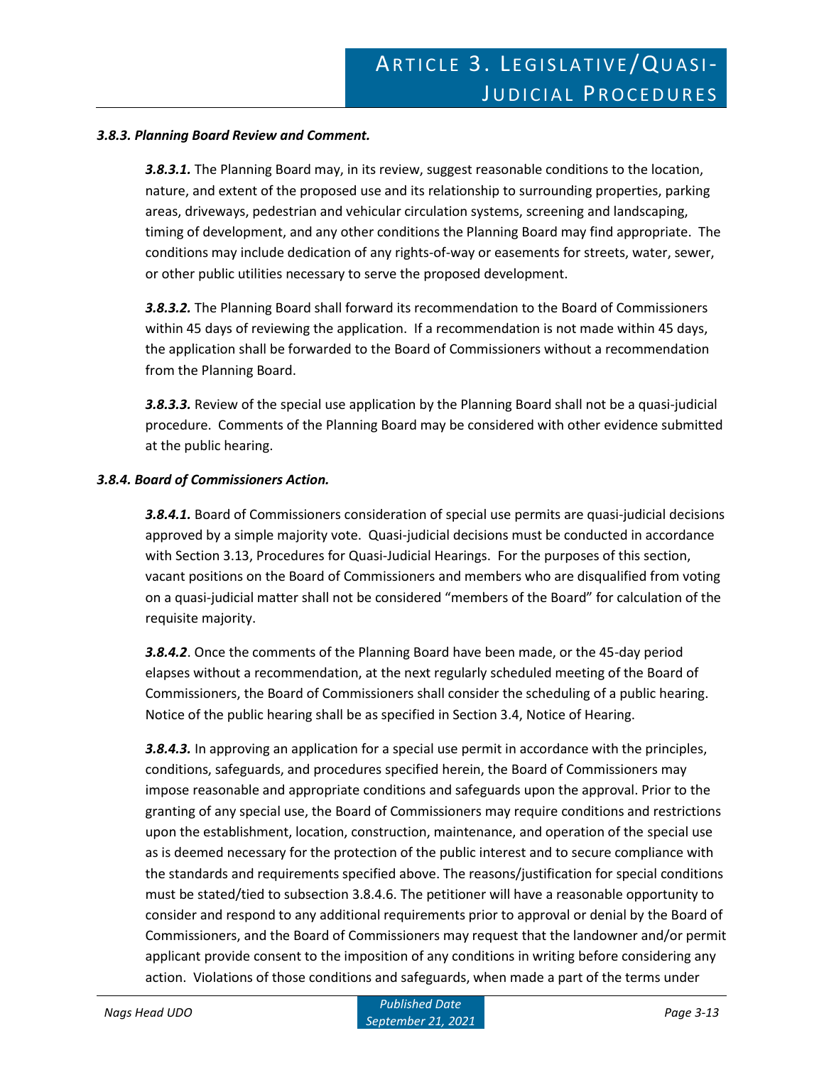### *3.8.3. Planning Board Review and Comment.*

***3.8.3.1.*** The Planning Board may, in its review, suggest reasonable conditions to the location, nature, and extent of the proposed use and its relationship to surrounding properties, parking areas, driveways, pedestrian and vehicular circulation systems, screening and landscaping, timing of development, and any other conditions the Planning Board may find appropriate. The conditions may include dedication of any rights-of-way or easements for streets, water, sewer, or other public utilities necessary to serve the proposed development.

***3.8.3.2.*** The Planning Board shall forward its recommendation to the Board of Commissioners within 45 days of reviewing the application. If a recommendation is not made within 45 days, the application shall be forwarded to the Board of Commissioners without a recommendation from the Planning Board.

***3.8.3.3.*** Review of the special use application by the Planning Board shall not be a quasi-judicial procedure. Comments of the Planning Board may be considered with other evidence submitted at the public hearing.

### *3.8.4. Board of Commissioners Action.*

***3.8.4.1.*** Board of Commissioners consideration of special use permits are quasi-judicial decisions approved by a simple majority vote. Quasi-judicial decisions must be conducted in accordance with Section 3.13, Procedures for Quasi-Judicial Hearings. For the purposes of this section, vacant positions on the Board of Commissioners and members who are disqualified from voting on a quasi-judicial matter shall not be considered "members of the Board" for calculation of the requisite majority.

***3.8.4.2***. Once the comments of the Planning Board have been made, or the 45-day period elapses without a recommendation, at the next regularly scheduled meeting of the Board of Commissioners, the Board of Commissioners shall consider the scheduling of a public hearing. Notice of the public hearing shall be as specified in Section 3.4, Notice of Hearing.

***3.8.4.3.*** In approving an application for a special use permit in accordance with the principles, conditions, safeguards, and procedures specified herein, the Board of Commissioners may impose reasonable and appropriate conditions and safeguards upon the approval. Prior to the granting of any special use, the Board of Commissioners may require conditions and restrictions upon the establishment, location, construction, maintenance, and operation of the special use as is deemed necessary for the protection of the public interest and to secure compliance with the standards and requirements specified above. The reasons/justification for special conditions must be stated/tied to subsection 3.8.4.6. The petitioner will have a reasonable opportunity to consider and respond to any additional requirements prior to approval or denial by the Board of Commissioners, and the Board of Commissioners may request that the landowner and/or permit applicant provide consent to the imposition of any conditions in writing before considering any action. Violations of those conditions and safeguards, when made a part of the terms under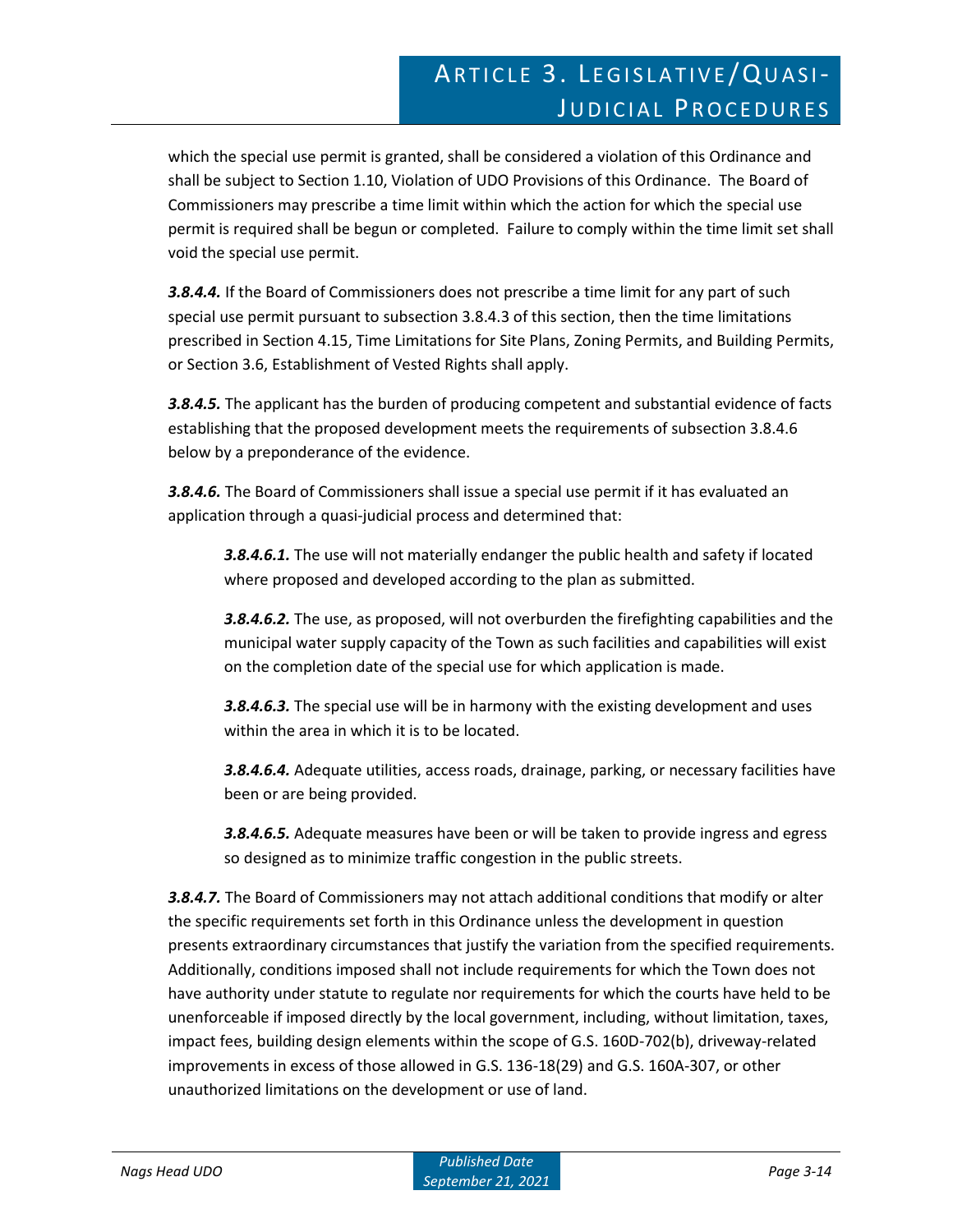which the special use permit is granted, shall be considered a violation of this Ordinance and shall be subject to Section 1.10, Violation of UDO Provisions of this Ordinance. The Board of Commissioners may prescribe a time limit within which the action for which the special use permit is required shall be begun or completed. Failure to comply within the time limit set shall void the special use permit.

***3.8.4.4.*** If the Board of Commissioners does not prescribe a time limit for any part of such special use permit pursuant to subsection 3.8.4.3 of this section, then the time limitations prescribed in Section 4.15, Time Limitations for Site Plans, Zoning Permits, and Building Permits, or Section 3.6, Establishment of Vested Rights shall apply.

***3.8.4.5.*** The applicant has the burden of producing competent and substantial evidence of facts establishing that the proposed development meets the requirements of subsection 3.8.4.6 below by a preponderance of the evidence.

***3.8.4.6.*** The Board of Commissioners shall issue a special use permit if it has evaluated an application through a quasi-judicial process and determined that:

> ***3.8.4.6.1.*** The use will not materially endanger the public health and safety if located where proposed and developed according to the plan as submitted.
>
> ***3.8.4.6.2.*** The use, as proposed, will not overburden the firefighting capabilities and the municipal water supply capacity of the Town as such facilities and capabilities will exist on the completion date of the special use for which application is made.
>
> ***3.8.4.6.3.*** The special use will be in harmony with the existing development and uses within the area in which it is to be located.
>
> ***3.8.4.6.4.*** Adequate utilities, access roads, drainage, parking, or necessary facilities have been or are being provided.
>
> ***3.8.4.6.5.*** Adequate measures have been or will be taken to provide ingress and egress so designed as to minimize traffic congestion in the public streets.

***3.8.4.7.*** The Board of Commissioners may not attach additional conditions that modify or alter the specific requirements set forth in this Ordinance unless the development in question presents extraordinary circumstances that justify the variation from the specified requirements. Additionally, conditions imposed shall not include requirements for which the Town does not have authority under statute to regulate nor requirements for which the courts have held to be unenforceable if imposed directly by the local government, including, without limitation, taxes, impact fees, building design elements within the scope of G.S. 160D-702(b), driveway-related improvements in excess of those allowed in G.S. 136-18(29) and G.S. 160A-307, or other unauthorized limitations on the development or use of land.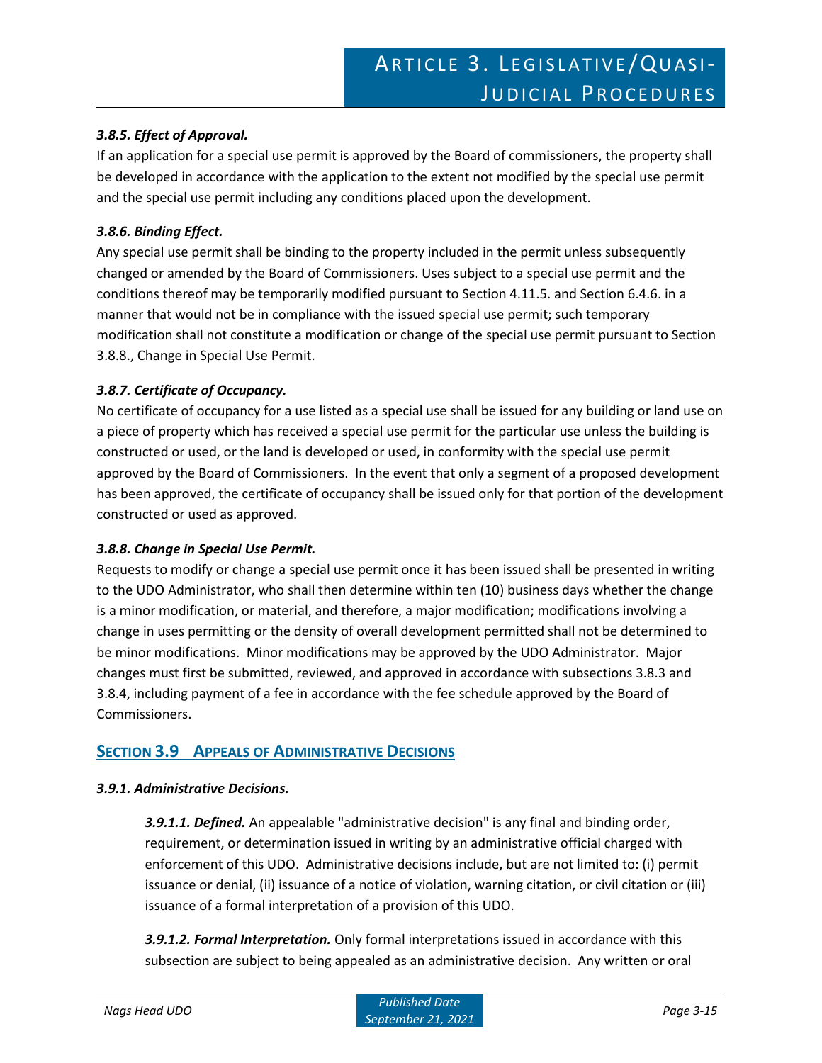### *3.8.5. Effect of Approval.*

If an application for a special use permit is approved by the Board of commissioners, the property shall be developed in accordance with the application to the extent not modified by the special use permit and the special use permit including any conditions placed upon the development.

### *3.8.6. Binding Effect.*

Any special use permit shall be binding to the property included in the permit unless subsequently changed or amended by the Board of Commissioners. Uses subject to a special use permit and the conditions thereof may be temporarily modified pursuant to Section 4.11.5. and Section 6.4.6. in a manner that would not be in compliance with the issued special use permit; such temporary modification shall not constitute a modification or change of the special use permit pursuant to Section 3.8.8., Change in Special Use Permit.

### *3.8.7. Certificate of Occupancy.*

No certificate of occupancy for a use listed as a special use shall be issued for any building or land use on a piece of property which has received a special use permit for the particular use unless the building is constructed or used, or the land is developed or used, in conformity with the special use permit approved by the Board of Commissioners. In the event that only a segment of a proposed development has been approved, the certificate of occupancy shall be issued only for that portion of the development constructed or used as approved.

### *3.8.8. Change in Special Use Permit.*

Requests to modify or change a special use permit once it has been issued shall be presented in writing to the UDO Administrator, who shall then determine within ten (10) business days whether the change is a minor modification, or material, and therefore, a major modification; modifications involving a change in uses permitting or the density of overall development permitted shall not be determined to be minor modifications. Minor modifications may be approved by the UDO Administrator. Major changes must first be submitted, reviewed, and approved in accordance with subsections 3.8.3 and 3.8.4, including payment of a fee in accordance with the fee schedule approved by the Board of Commissioners.

## SECTION 3.9 APPEALS OF ADMINISTRATIVE DECISIONS

### *3.9.1. Administrative Decisions.*

***3.9.1.1. Defined.*** An appealable "administrative decision" is any final and binding order, requirement, or determination issued in writing by an administrative official charged with enforcement of this UDO. Administrative decisions include, but are not limited to: (i) permit issuance or denial, (ii) issuance of a notice of violation, warning citation, or civil citation or (iii) issuance of a formal interpretation of a provision of this UDO.

***3.9.1.2. Formal Interpretation.*** Only formal interpretations issued in accordance with this subsection are subject to being appealed as an administrative decision. Any written or oral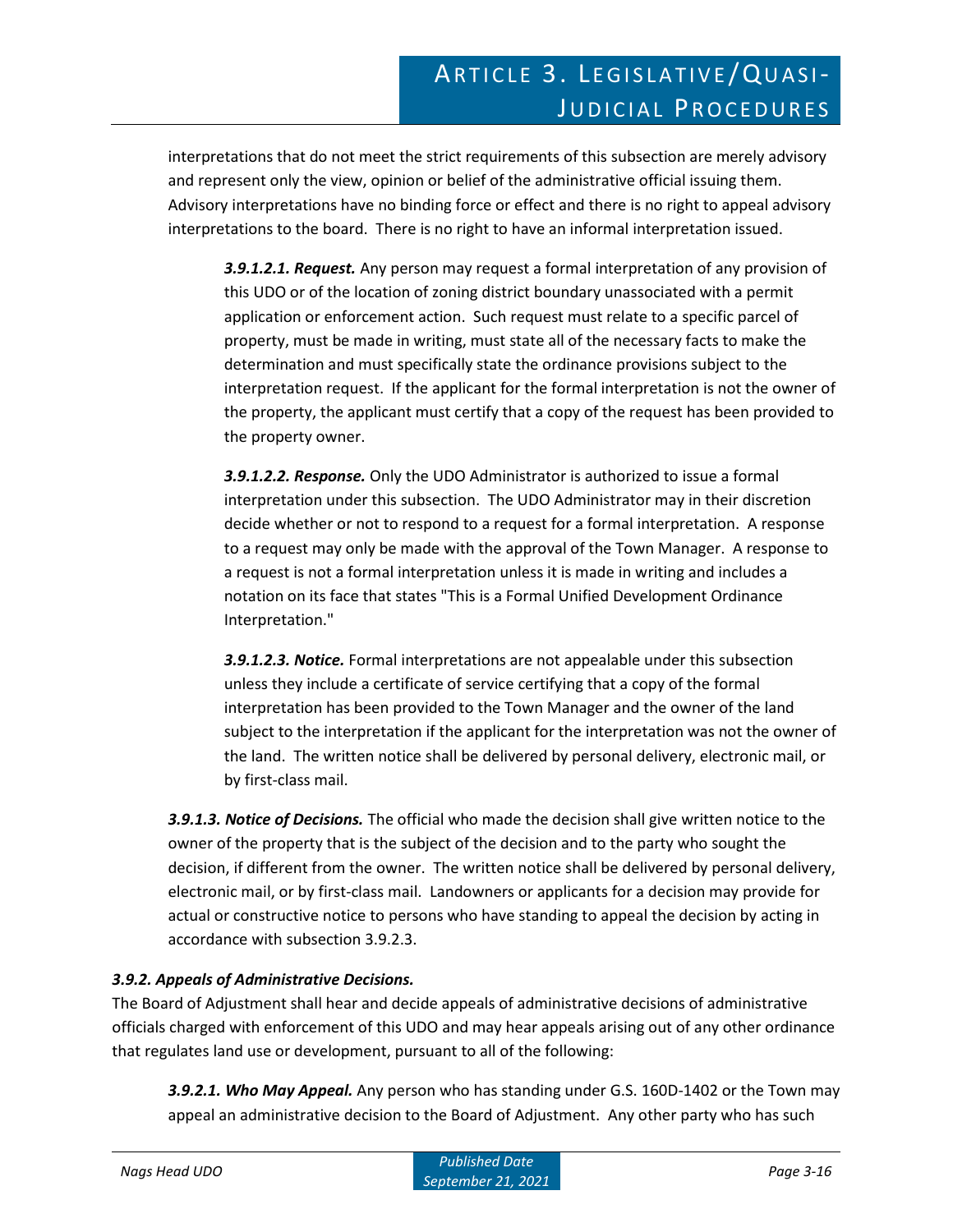interpretations that do not meet the strict requirements of this subsection are merely advisory and represent only the view, opinion or belief of the administrative official issuing them. Advisory interpretations have no binding force or effect and there is no right to appeal advisory interpretations to the board. There is no right to have an informal interpretation issued.

***3.9.1.2.1. Request.*** Any person may request a formal interpretation of any provision of this UDO or of the location of zoning district boundary unassociated with a permit application or enforcement action. Such request must relate to a specific parcel of property, must be made in writing, must state all of the necessary facts to make the determination and must specifically state the ordinance provisions subject to the interpretation request. If the applicant for the formal interpretation is not the owner of the property, the applicant must certify that a copy of the request has been provided to the property owner.

***3.9.1.2.2. Response.*** Only the UDO Administrator is authorized to issue a formal interpretation under this subsection. The UDO Administrator may in their discretion decide whether or not to respond to a request for a formal interpretation. A response to a request may only be made with the approval of the Town Manager. A response to a request is not a formal interpretation unless it is made in writing and includes a notation on its face that states "This is a Formal Unified Development Ordinance Interpretation."

***3.9.1.2.3. Notice.*** Formal interpretations are not appealable under this subsection unless they include a certificate of service certifying that a copy of the formal interpretation has been provided to the Town Manager and the owner of the land subject to the interpretation if the applicant for the interpretation was not the owner of the land. The written notice shall be delivered by personal delivery, electronic mail, or by first-class mail.

***3.9.1.3. Notice of Decisions.*** The official who made the decision shall give written notice to the owner of the property that is the subject of the decision and to the party who sought the decision, if different from the owner. The written notice shall be delivered by personal delivery, electronic mail, or by first-class mail. Landowners or applicants for a decision may provide for actual or constructive notice to persons who have standing to appeal the decision by acting in accordance with subsection 3.9.2.3.

***3.9.2. Appeals of Administrative Decisions.***

The Board of Adjustment shall hear and decide appeals of administrative decisions of administrative officials charged with enforcement of this UDO and may hear appeals arising out of any other ordinance that regulates land use or development, pursuant to all of the following:

***3.9.2.1. Who May Appeal.*** Any person who has standing under G.S. 160D-1402 or the Town may appeal an administrative decision to the Board of Adjustment. Any other party who has such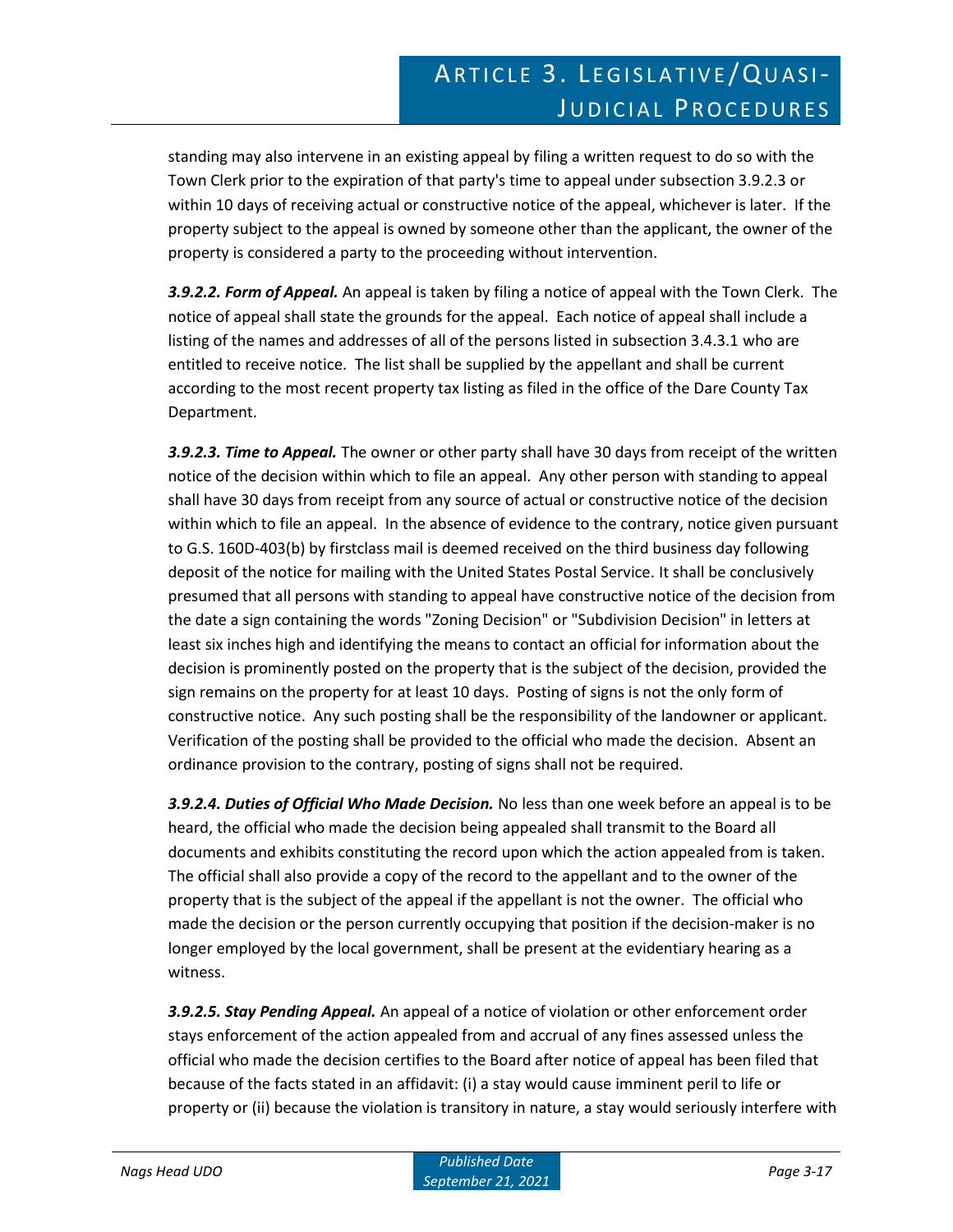standing may also intervene in an existing appeal by filing a written request to do so with the Town Clerk prior to the expiration of that party's time to appeal under subsection 3.9.2.3 or within 10 days of receiving actual or constructive notice of the appeal, whichever is later. If the property subject to the appeal is owned by someone other than the applicant, the owner of the property is considered a party to the proceeding without intervention.

***3.9.2.2. Form of Appeal.*** An appeal is taken by filing a notice of appeal with the Town Clerk. The notice of appeal shall state the grounds for the appeal. Each notice of appeal shall include a listing of the names and addresses of all of the persons listed in subsection 3.4.3.1 who are entitled to receive notice. The list shall be supplied by the appellant and shall be current according to the most recent property tax listing as filed in the office of the Dare County Tax Department.

***3.9.2.3. Time to Appeal.*** The owner or other party shall have 30 days from receipt of the written notice of the decision within which to file an appeal. Any other person with standing to appeal shall have 30 days from receipt from any source of actual or constructive notice of the decision within which to file an appeal. In the absence of evidence to the contrary, notice given pursuant to G.S. 160D-403(b) by firstclass mail is deemed received on the third business day following deposit of the notice for mailing with the United States Postal Service. It shall be conclusively presumed that all persons with standing to appeal have constructive notice of the decision from the date a sign containing the words "Zoning Decision" or "Subdivision Decision" in letters at least six inches high and identifying the means to contact an official for information about the decision is prominently posted on the property that is the subject of the decision, provided the sign remains on the property for at least 10 days. Posting of signs is not the only form of constructive notice. Any such posting shall be the responsibility of the landowner or applicant. Verification of the posting shall be provided to the official who made the decision. Absent an ordinance provision to the contrary, posting of signs shall not be required.

***3.9.2.4. Duties of Official Who Made Decision.*** No less than one week before an appeal is to be heard, the official who made the decision being appealed shall transmit to the Board all documents and exhibits constituting the record upon which the action appealed from is taken. The official shall also provide a copy of the record to the appellant and to the owner of the property that is the subject of the appeal if the appellant is not the owner. The official who made the decision or the person currently occupying that position if the decision-maker is no longer employed by the local government, shall be present at the evidentiary hearing as a witness.

***3.9.2.5. Stay Pending Appeal.*** An appeal of a notice of violation or other enforcement order stays enforcement of the action appealed from and accrual of any fines assessed unless the official who made the decision certifies to the Board after notice of appeal has been filed that because of the facts stated in an affidavit: (i) a stay would cause imminent peril to life or property or (ii) because the violation is transitory in nature, a stay would seriously interfere with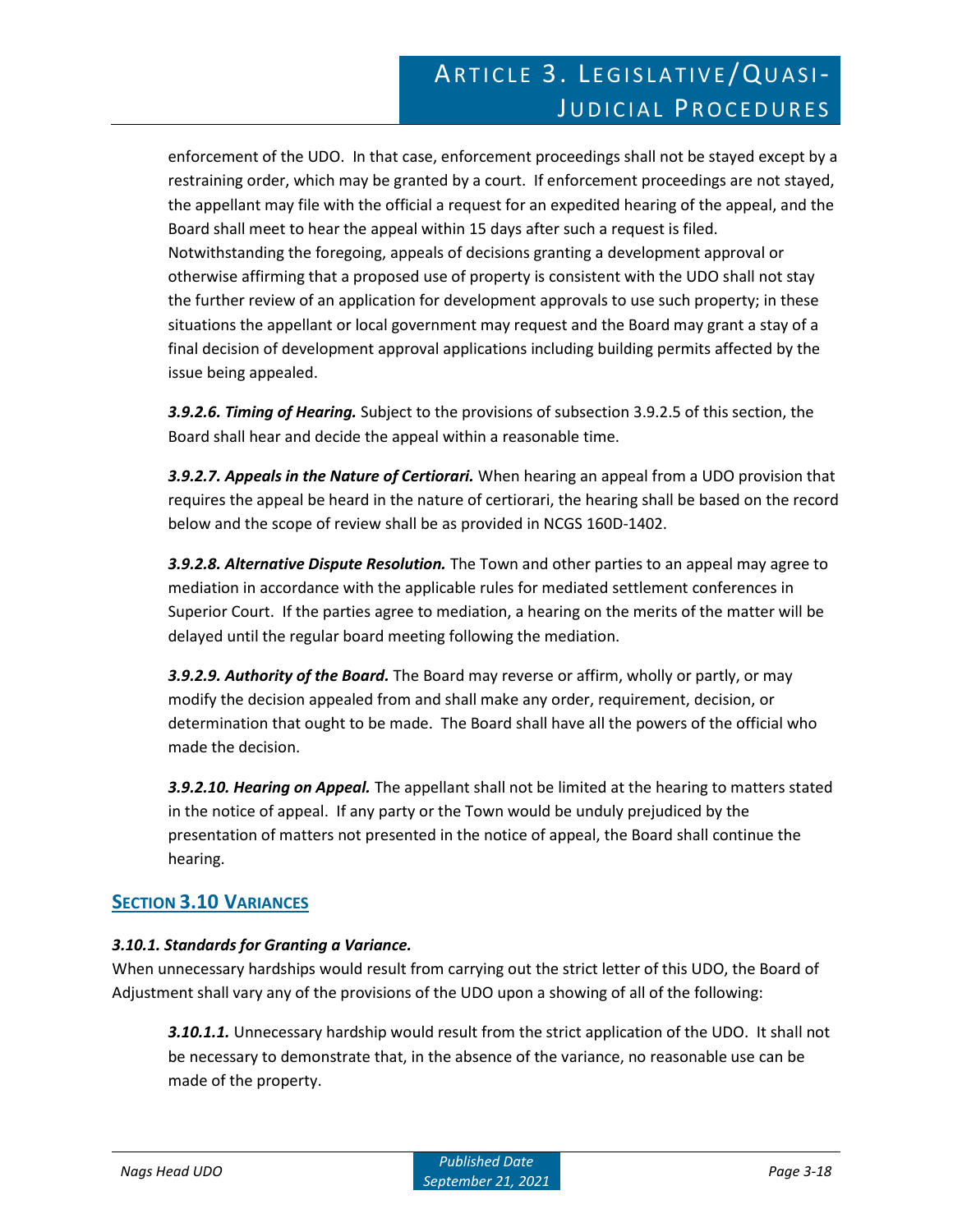enforcement of the UDO. In that case, enforcement proceedings shall not be stayed except by a restraining order, which may be granted by a court. If enforcement proceedings are not stayed, the appellant may file with the official a request for an expedited hearing of the appeal, and the Board shall meet to hear the appeal within 15 days after such a request is filed. Notwithstanding the foregoing, appeals of decisions granting a development approval or otherwise affirming that a proposed use of property is consistent with the UDO shall not stay the further review of an application for development approvals to use such property; in these situations the appellant or local government may request and the Board may grant a stay of a final decision of development approval applications including building permits affected by the issue being appealed.

***3.9.2.6. Timing of Hearing.*** Subject to the provisions of subsection 3.9.2.5 of this section, the Board shall hear and decide the appeal within a reasonable time.

***3.9.2.7. Appeals in the Nature of Certiorari.*** When hearing an appeal from a UDO provision that requires the appeal be heard in the nature of certiorari, the hearing shall be based on the record below and the scope of review shall be as provided in NCGS 160D-1402.

***3.9.2.8. Alternative Dispute Resolution.*** The Town and other parties to an appeal may agree to mediation in accordance with the applicable rules for mediated settlement conferences in Superior Court. If the parties agree to mediation, a hearing on the merits of the matter will be delayed until the regular board meeting following the mediation.

***3.9.2.9. Authority of the Board.*** The Board may reverse or affirm, wholly or partly, or may modify the decision appealed from and shall make any order, requirement, decision, or determination that ought to be made. The Board shall have all the powers of the official who made the decision.

***3.9.2.10. Hearing on Appeal.*** The appellant shall not be limited at the hearing to matters stated in the notice of appeal. If any party or the Town would be unduly prejudiced by the presentation of matters not presented in the notice of appeal, the Board shall continue the hearing.

## SECTION 3.10 VARIANCES

***3.10.1. Standards for Granting a Variance.***

When unnecessary hardships would result from carrying out the strict letter of this UDO, the Board of Adjustment shall vary any of the provisions of the UDO upon a showing of all of the following:

***3.10.1.1.*** Unnecessary hardship would result from the strict application of the UDO. It shall not be necessary to demonstrate that, in the absence of the variance, no reasonable use can be made of the property.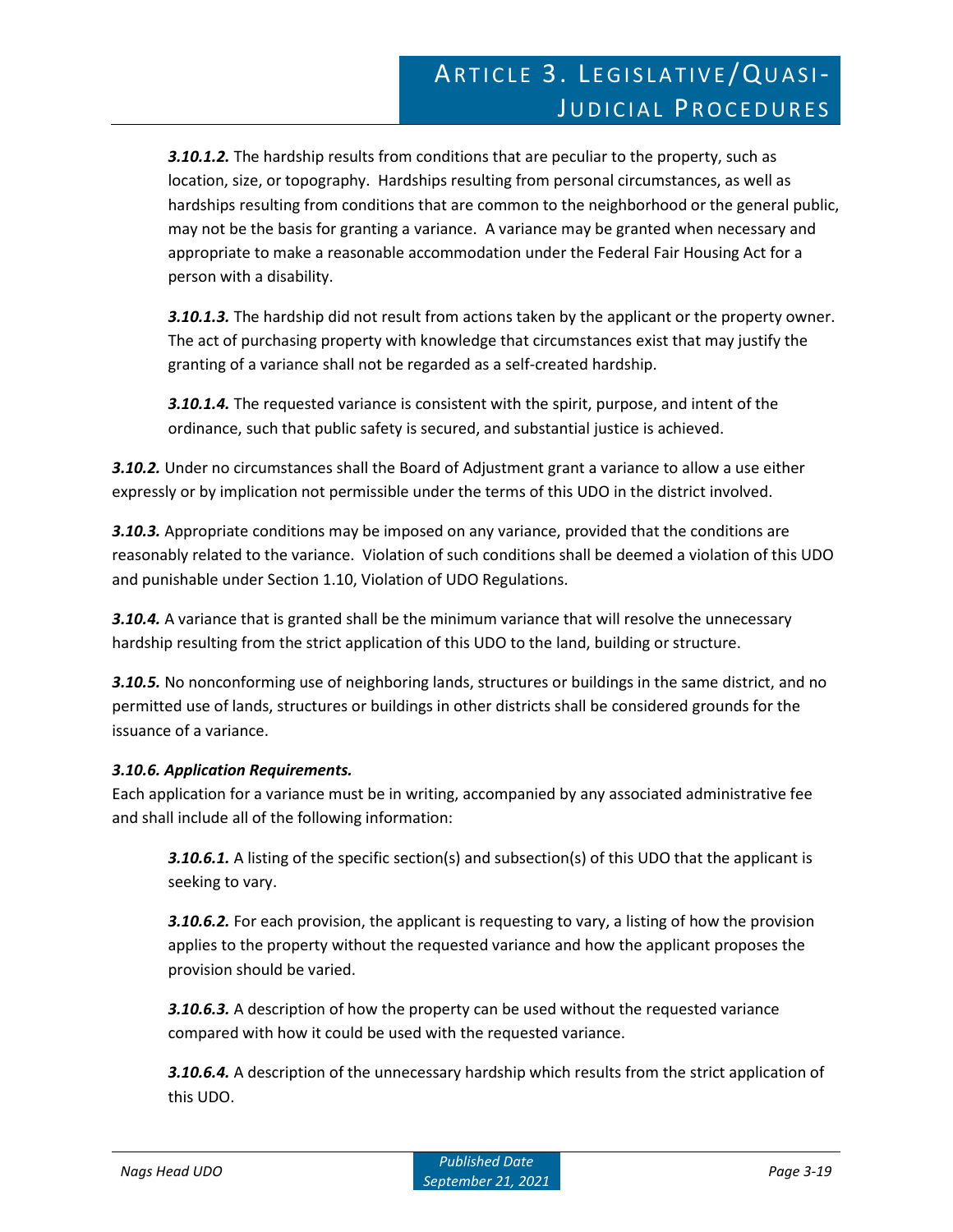***3.10.1.2.*** The hardship results from conditions that are peculiar to the property, such as location, size, or topography. Hardships resulting from personal circumstances, as well as hardships resulting from conditions that are common to the neighborhood or the general public, may not be the basis for granting a variance. A variance may be granted when necessary and appropriate to make a reasonable accommodation under the Federal Fair Housing Act for a person with a disability.

***3.10.1.3.*** The hardship did not result from actions taken by the applicant or the property owner. The act of purchasing property with knowledge that circumstances exist that may justify the granting of a variance shall not be regarded as a self-created hardship.

***3.10.1.4.*** The requested variance is consistent with the spirit, purpose, and intent of the ordinance, such that public safety is secured, and substantial justice is achieved.

***3.10.2.*** Under no circumstances shall the Board of Adjustment grant a variance to allow a use either expressly or by implication not permissible under the terms of this UDO in the district involved.

***3.10.3.*** Appropriate conditions may be imposed on any variance, provided that the conditions are reasonably related to the variance. Violation of such conditions shall be deemed a violation of this UDO and punishable under Section 1.10, Violation of UDO Regulations.

***3.10.4.*** A variance that is granted shall be the minimum variance that will resolve the unnecessary hardship resulting from the strict application of this UDO to the land, building or structure.

***3.10.5.*** No nonconforming use of neighboring lands, structures or buildings in the same district, and no permitted use of lands, structures or buildings in other districts shall be considered grounds for the issuance of a variance.

***3.10.6. Application Requirements.***

Each application for a variance must be in writing, accompanied by any associated administrative fee and shall include all of the following information:

***3.10.6.1.*** A listing of the specific section(s) and subsection(s) of this UDO that the applicant is seeking to vary.

***3.10.6.2.*** For each provision, the applicant is requesting to vary, a listing of how the provision applies to the property without the requested variance and how the applicant proposes the provision should be varied.

***3.10.6.3.*** A description of how the property can be used without the requested variance compared with how it could be used with the requested variance.

***3.10.6.4.*** A description of the unnecessary hardship which results from the strict application of this UDO.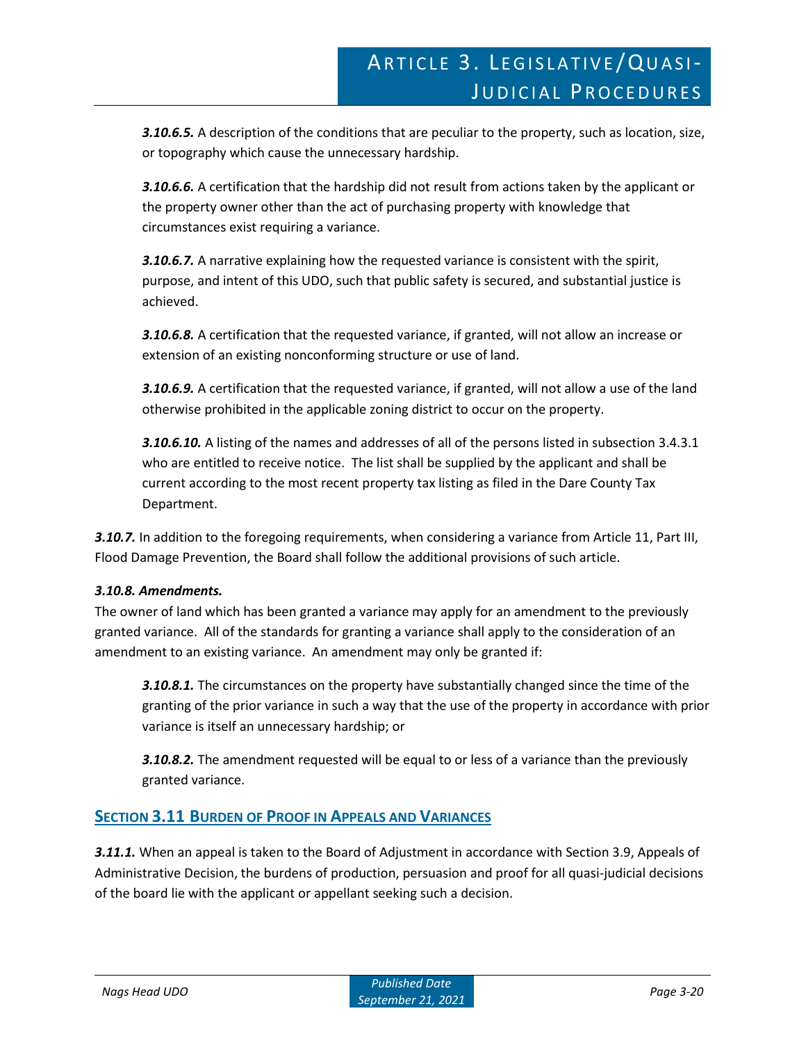***3.10.6.5.*** A description of the conditions that are peculiar to the property, such as location, size, or topography which cause the unnecessary hardship.

***3.10.6.6.*** A certification that the hardship did not result from actions taken by the applicant or the property owner other than the act of purchasing property with knowledge that circumstances exist requiring a variance.

***3.10.6.7.*** A narrative explaining how the requested variance is consistent with the spirit, purpose, and intent of this UDO, such that public safety is secured, and substantial justice is achieved.

***3.10.6.8.*** A certification that the requested variance, if granted, will not allow an increase or extension of an existing nonconforming structure or use of land.

***3.10.6.9.*** A certification that the requested variance, if granted, will not allow a use of the land otherwise prohibited in the applicable zoning district to occur on the property.

***3.10.6.10.*** A listing of the names and addresses of all of the persons listed in subsection 3.4.3.1 who are entitled to receive notice. The list shall be supplied by the applicant and shall be current according to the most recent property tax listing as filed in the Dare County Tax Department.

***3.10.7.*** In addition to the foregoing requirements, when considering a variance from Article 11, Part III, Flood Damage Prevention, the Board shall follow the additional provisions of such article.

***3.10.8. Amendments.***

The owner of land which has been granted a variance may apply for an amendment to the previously granted variance. All of the standards for granting a variance shall apply to the consideration of an amendment to an existing variance. An amendment may only be granted if:

***3.10.8.1.*** The circumstances on the property have substantially changed since the time of the granting of the prior variance in such a way that the use of the property in accordance with prior variance is itself an unnecessary hardship; or

***3.10.8.2.*** The amendment requested will be equal to or less of a variance than the previously granted variance.

## SECTION 3.11 BURDEN OF PROOF IN APPEALS AND VARIANCES

***3.11.1.*** When an appeal is taken to the Board of Adjustment in accordance with Section 3.9, Appeals of Administrative Decision, the burdens of production, persuasion and proof for all quasi-judicial decisions of the board lie with the applicant or appellant seeking such a decision.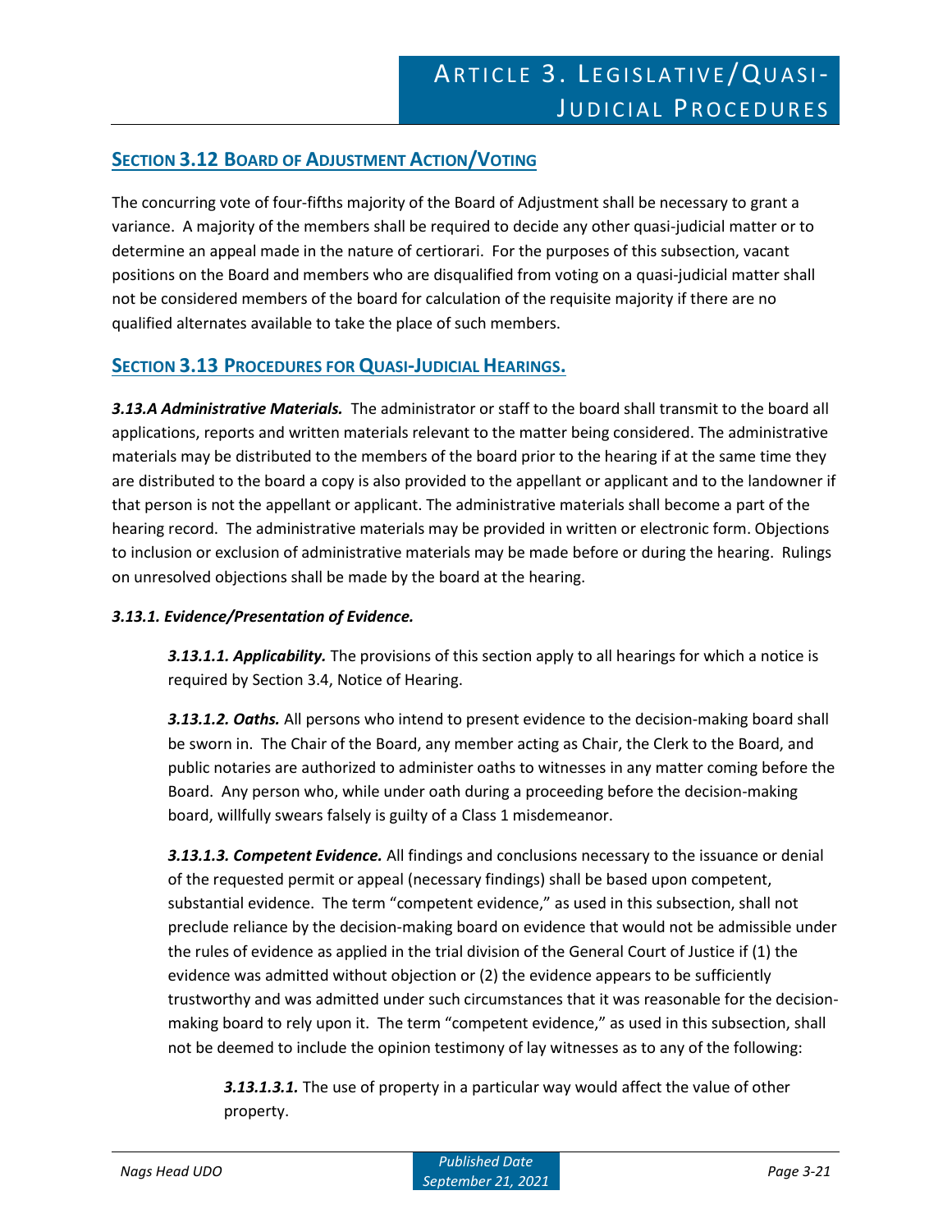## SECTION 3.12 BOARD OF ADJUSTMENT ACTION/VOTING

The concurring vote of four-fifths majority of the Board of Adjustment shall be necessary to grant a variance. A majority of the members shall be required to decide any other quasi-judicial matter or to determine an appeal made in the nature of certiorari. For the purposes of this subsection, vacant positions on the Board and members who are disqualified from voting on a quasi-judicial matter shall not be considered members of the board for calculation of the requisite majority if there are no qualified alternates available to take the place of such members.

## SECTION 3.13 PROCEDURES FOR QUASI-JUDICIAL HEARINGS.

***3.13.A Administrative Materials.*** The administrator or staff to the board shall transmit to the board all applications, reports and written materials relevant to the matter being considered. The administrative materials may be distributed to the members of the board prior to the hearing if at the same time they are distributed to the board a copy is also provided to the appellant or applicant and to the landowner if that person is not the appellant or applicant. The administrative materials shall become a part of the hearing record. The administrative materials may be provided in written or electronic form. Objections to inclusion or exclusion of administrative materials may be made before or during the hearing. Rulings on unresolved objections shall be made by the board at the hearing.

***3.13.1. Evidence/Presentation of Evidence.***

***3.13.1.1. Applicability.*** The provisions of this section apply to all hearings for which a notice is required by Section 3.4, Notice of Hearing.

***3.13.1.2. Oaths.*** All persons who intend to present evidence to the decision-making board shall be sworn in. The Chair of the Board, any member acting as Chair, the Clerk to the Board, and public notaries are authorized to administer oaths to witnesses in any matter coming before the Board. Any person who, while under oath during a proceeding before the decision-making board, willfully swears falsely is guilty of a Class 1 misdemeanor.

***3.13.1.3. Competent Evidence.*** All findings and conclusions necessary to the issuance or denial of the requested permit or appeal (necessary findings) shall be based upon competent, substantial evidence. The term "competent evidence," as used in this subsection, shall not preclude reliance by the decision-making board on evidence that would not be admissible under the rules of evidence as applied in the trial division of the General Court of Justice if (1) the evidence was admitted without objection or (2) the evidence appears to be sufficiently trustworthy and was admitted under such circumstances that it was reasonable for the decision-making board to rely upon it. The term "competent evidence," as used in this subsection, shall not be deemed to include the opinion testimony of lay witnesses as to any of the following:

***3.13.1.3.1.*** The use of property in a particular way would affect the value of other property.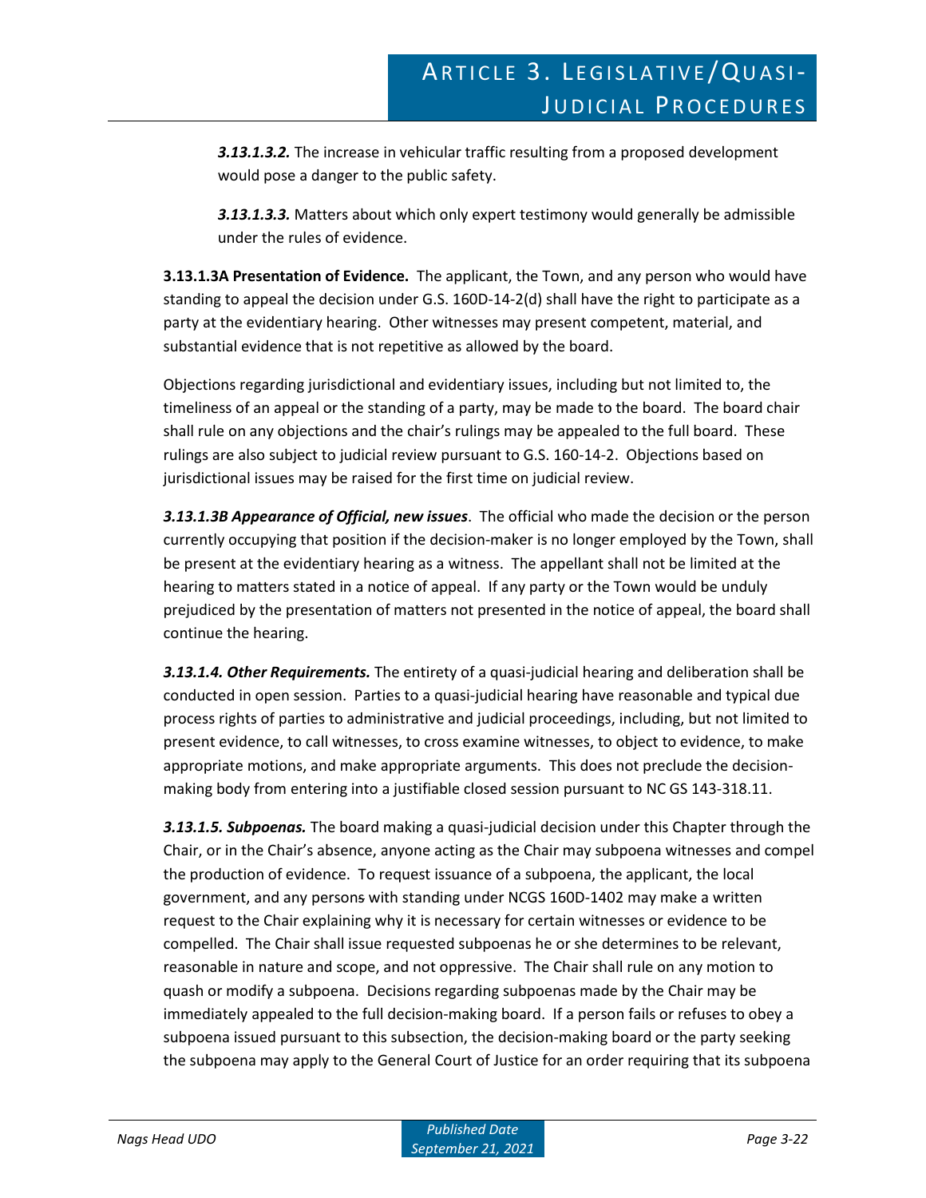*3.13.1.3.2.* The increase in vehicular traffic resulting from a proposed development would pose a danger to the public safety.

*3.13.1.3.3.* Matters about which only expert testimony would generally be admissible under the rules of evidence.

**3.13.1.3A Presentation of Evidence.** The applicant, the Town, and any person who would have standing to appeal the decision under G.S. 160D-14-2(d) shall have the right to participate as a party at the evidentiary hearing. Other witnesses may present competent, material, and substantial evidence that is not repetitive as allowed by the board.

Objections regarding jurisdictional and evidentiary issues, including but not limited to, the timeliness of an appeal or the standing of a party, may be made to the board. The board chair shall rule on any objections and the chair's rulings may be appealed to the full board. These rulings are also subject to judicial review pursuant to G.S. 160-14-2. Objections based on jurisdictional issues may be raised for the first time on judicial review.

***3.13.1.3B Appearance of Official, new issues***. The official who made the decision or the person currently occupying that position if the decision-maker is no longer employed by the Town, shall be present at the evidentiary hearing as a witness. The appellant shall not be limited at the hearing to matters stated in a notice of appeal. If any party or the Town would be unduly prejudiced by the presentation of matters not presented in the notice of appeal, the board shall continue the hearing.

***3.13.1.4. Other Requirements.*** The entirety of a quasi-judicial hearing and deliberation shall be conducted in open session. Parties to a quasi-judicial hearing have reasonable and typical due process rights of parties to administrative and judicial proceedings, including, but not limited to present evidence, to call witnesses, to cross examine witnesses, to object to evidence, to make appropriate motions, and make appropriate arguments. This does not preclude the decision-making body from entering into a justifiable closed session pursuant to NC GS 143-318.11.

***3.13.1.5. Subpoenas.*** The board making a quasi-judicial decision under this Chapter through the Chair, or in the Chair's absence, anyone acting as the Chair may subpoena witnesses and compel the production of evidence. To request issuance of a subpoena, the applicant, the local government, and any persons with standing under NCGS 160D-1402 may make a written request to the Chair explaining why it is necessary for certain witnesses or evidence to be compelled. The Chair shall issue requested subpoenas he or she determines to be relevant, reasonable in nature and scope, and not oppressive. The Chair shall rule on any motion to quash or modify a subpoena. Decisions regarding subpoenas made by the Chair may be immediately appealed to the full decision-making board. If a person fails or refuses to obey a subpoena issued pursuant to this subsection, the decision-making board or the party seeking the subpoena may apply to the General Court of Justice for an order requiring that its subpoena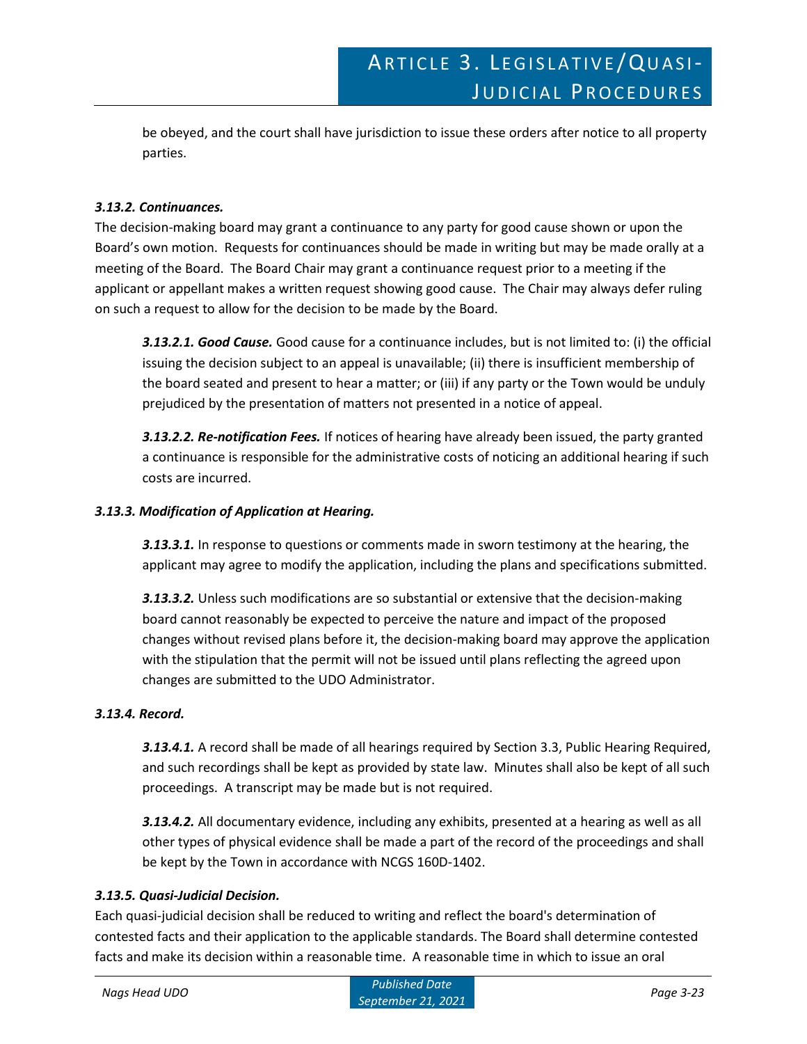be obeyed, and the court shall have jurisdiction to issue these orders after notice to all property parties.

### *3.13.2. Continuances.*

The decision-making board may grant a continuance to any party for good cause shown or upon the Board's own motion. Requests for continuances should be made in writing but may be made orally at a meeting of the Board. The Board Chair may grant a continuance request prior to a meeting if the applicant or appellant makes a written request showing good cause. The Chair may always defer ruling on such a request to allow for the decision to be made by the Board.

***3.13.2.1. Good Cause.*** Good cause for a continuance includes, but is not limited to: (i) the official issuing the decision subject to an appeal is unavailable; (ii) there is insufficient membership of the board seated and present to hear a matter; or (iii) if any party or the Town would be unduly prejudiced by the presentation of matters not presented in a notice of appeal.

***3.13.2.2. Re-notification Fees.*** If notices of hearing have already been issued, the party granted a continuance is responsible for the administrative costs of noticing an additional hearing if such costs are incurred.

### *3.13.3. Modification of Application at Hearing.*

***3.13.3.1.*** In response to questions or comments made in sworn testimony at the hearing, the applicant may agree to modify the application, including the plans and specifications submitted.

***3.13.3.2.*** Unless such modifications are so substantial or extensive that the decision-making board cannot reasonably be expected to perceive the nature and impact of the proposed changes without revised plans before it, the decision-making board may approve the application with the stipulation that the permit will not be issued until plans reflecting the agreed upon changes are submitted to the UDO Administrator.

### *3.13.4. Record.*

***3.13.4.1.*** A record shall be made of all hearings required by Section 3.3, Public Hearing Required, and such recordings shall be kept as provided by state law. Minutes shall also be kept of all such proceedings. A transcript may be made but is not required.

***3.13.4.2.*** All documentary evidence, including any exhibits, presented at a hearing as well as all other types of physical evidence shall be made a part of the record of the proceedings and shall be kept by the Town in accordance with NCGS 160D-1402.

### *3.13.5. Quasi-Judicial Decision.*

Each quasi-judicial decision shall be reduced to writing and reflect the board's determination of contested facts and their application to the applicable standards. The Board shall determine contested facts and make its decision within a reasonable time. A reasonable time in which to issue an oral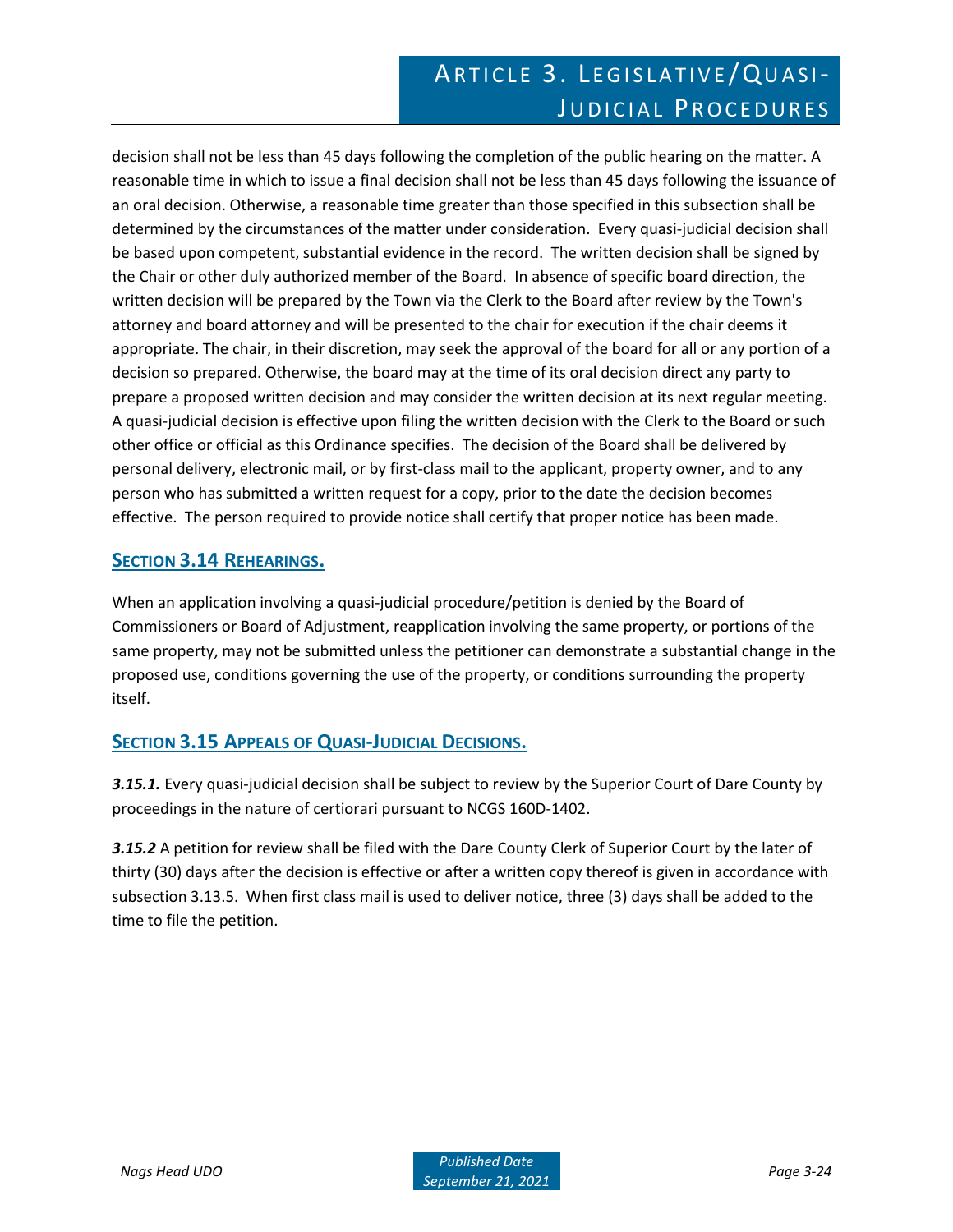decision shall not be less than 45 days following the completion of the public hearing on the matter. A reasonable time in which to issue a final decision shall not be less than 45 days following the issuance of an oral decision. Otherwise, a reasonable time greater than those specified in this subsection shall be determined by the circumstances of the matter under consideration. Every quasi-judicial decision shall be based upon competent, substantial evidence in the record. The written decision shall be signed by the Chair or other duly authorized member of the Board. In absence of specific board direction, the written decision will be prepared by the Town via the Clerk to the Board after review by the Town's attorney and board attorney and will be presented to the chair for execution if the chair deems it appropriate. The chair, in their discretion, may seek the approval of the board for all or any portion of a decision so prepared. Otherwise, the board may at the time of its oral decision direct any party to prepare a proposed written decision and may consider the written decision at its next regular meeting. A quasi-judicial decision is effective upon filing the written decision with the Clerk to the Board or such other office or official as this Ordinance specifies. The decision of the Board shall be delivered by personal delivery, electronic mail, or by first-class mail to the applicant, property owner, and to any person who has submitted a written request for a copy, prior to the date the decision becomes effective. The person required to provide notice shall certify that proper notice has been made.

## SECTION 3.14 REHEARINGS.

When an application involving a quasi-judicial procedure/petition is denied by the Board of Commissioners or Board of Adjustment, reapplication involving the same property, or portions of the same property, may not be submitted unless the petitioner can demonstrate a substantial change in the proposed use, conditions governing the use of the property, or conditions surrounding the property itself.

## SECTION 3.15 APPEALS OF QUASI-JUDICIAL DECISIONS.

***3.15.1.*** Every quasi-judicial decision shall be subject to review by the Superior Court of Dare County by proceedings in the nature of certiorari pursuant to NCGS 160D-1402.

***3.15.2*** A petition for review shall be filed with the Dare County Clerk of Superior Court by the later of thirty (30) days after the decision is effective or after a written copy thereof is given in accordance with subsection 3.13.5. When first class mail is used to deliver notice, three (3) days shall be added to the time to file the petition.